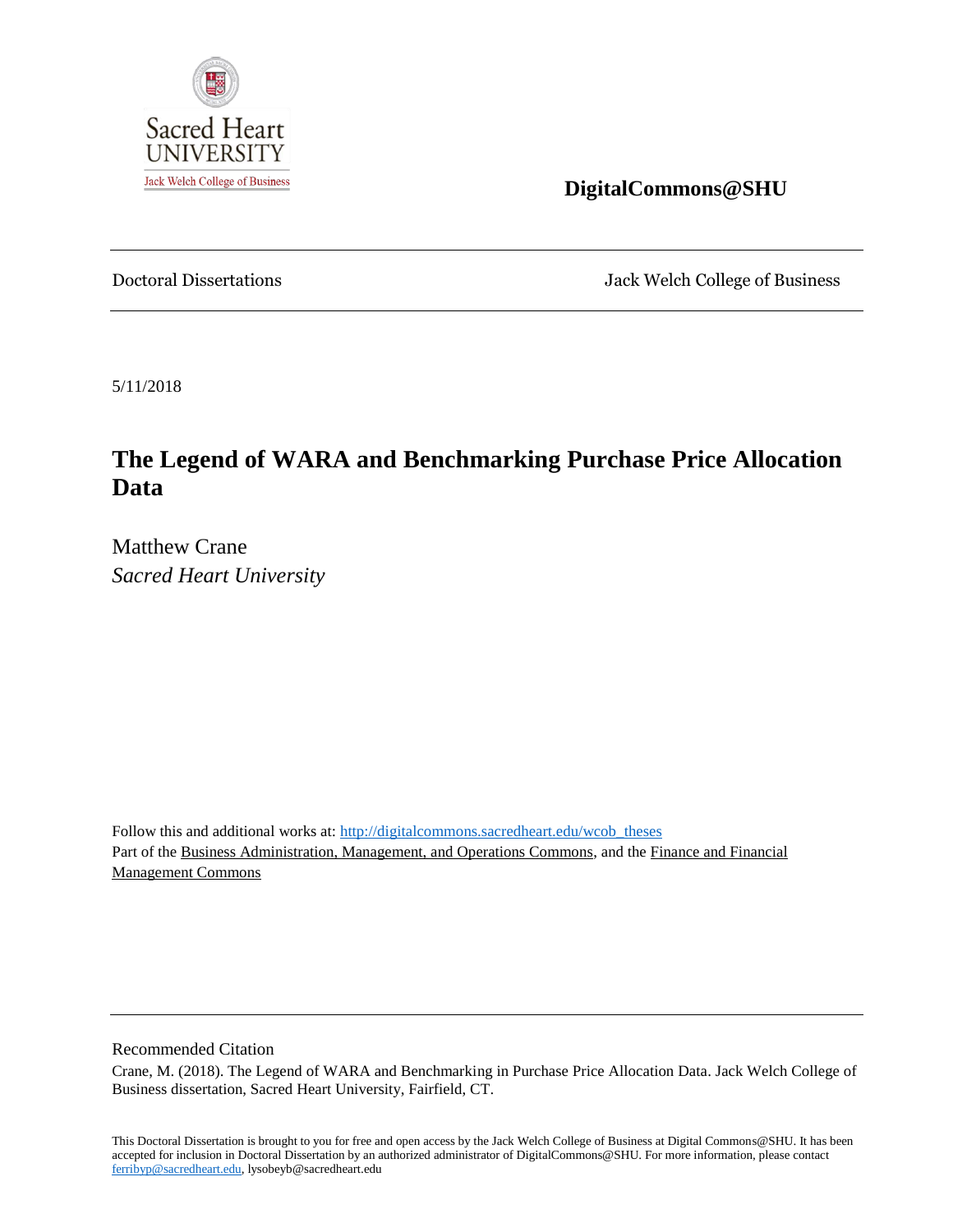Sacred Heart UNIVERSITY

Jack Welch College of Business

**DigitalCommons@SHU**

---

Doctoral Dissertations | Jack Welch College of Business

---

5/11/2018

# The Legend of WARA and Benchmarking Purchase Price Allocation Data

Matthew Crane

*Sacred Heart University*

Follow this and additional works at: http://digitalcommons.sacredheart.edu/wcob_theses

Part of the Business Administration, Management, and Operations Commons, and the Finance and Financial Management Commons

---

Recommended Citation

Crane, M. (2018). The Legend of WARA and Benchmarking in Purchase Price Allocation Data. Jack Welch College of Business dissertation, Sacred Heart University, Fairfield, CT.

This Doctoral Dissertation is brought to you for free and open access by the Jack Welch College of Business at Digital Commons@SHU. It has been accepted for inclusion in Doctoral Dissertation by an authorized administrator of DigitalCommons@SHU. For more information, please contact ferribyp@sacredheart.edu, lysobeyb@sacredheart.edu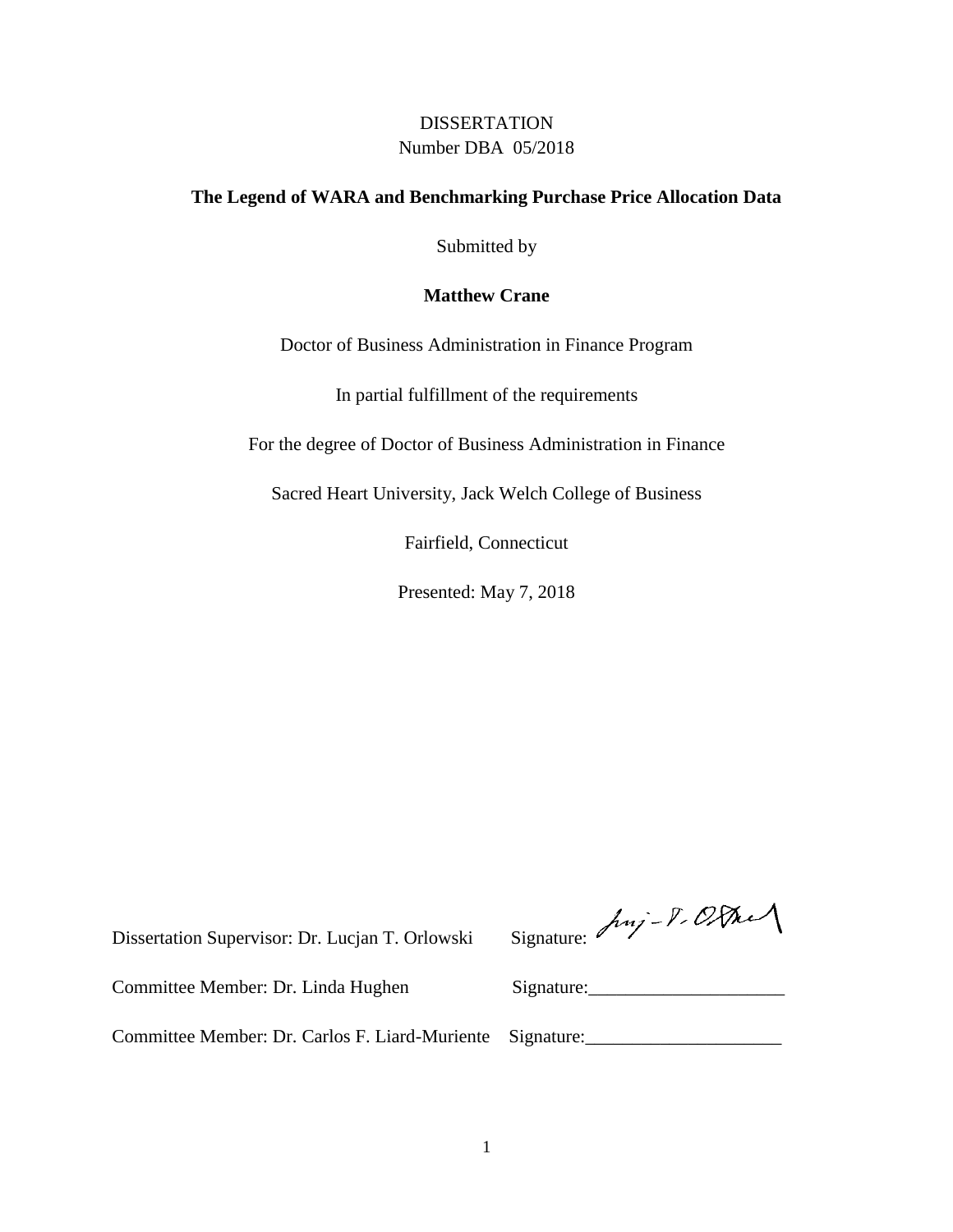DISSERTATION

Number DBA 05/2018

**The Legend of WARA and Benchmarking Purchase Price Allocation Data**

Submitted by

**Matthew Crane**

Doctor of Business Administration in Finance Program

In partial fulfillment of the requirements

For the degree of Doctor of Business Administration in Finance

Sacred Heart University, Jack Welch College of Business

Fairfield, Connecticut

Presented: May 7, 2018

Dissertation Supervisor: Dr. Lucjan T. Orlowski Signature: 

Committee Member: Dr. Linda Hughen Signature:_____________________

Committee Member: Dr. Carlos F. Liard-Muriente Signature:_____________________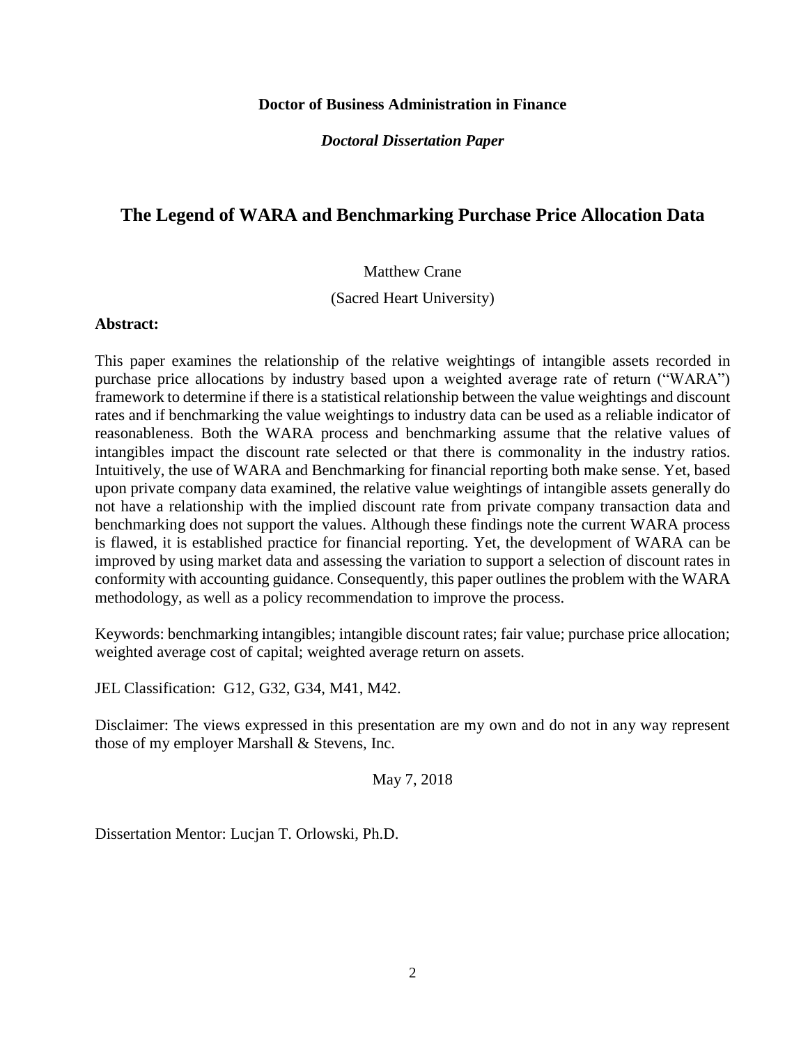**Doctor of Business Administration in Finance**

***Doctoral Dissertation Paper***

# The Legend of WARA and Benchmarking Purchase Price Allocation Data

Matthew Crane

(Sacred Heart University)

**Abstract:**

This paper examines the relationship of the relative weightings of intangible assets recorded in purchase price allocations by industry based upon a weighted average rate of return ("WARA") framework to determine if there is a statistical relationship between the value weightings and discount rates and if benchmarking the value weightings to industry data can be used as a reliable indicator of reasonableness. Both the WARA process and benchmarking assume that the relative values of intangibles impact the discount rate selected or that there is commonality in the industry ratios. Intuitively, the use of WARA and Benchmarking for financial reporting both make sense. Yet, based upon private company data examined, the relative value weightings of intangible assets generally do not have a relationship with the implied discount rate from private company transaction data and benchmarking does not support the values. Although these findings note the current WARA process is flawed, it is established practice for financial reporting. Yet, the development of WARA can be improved by using market data and assessing the variation to support a selection of discount rates in conformity with accounting guidance. Consequently, this paper outlines the problem with the WARA methodology, as well as a policy recommendation to improve the process.

Keywords: benchmarking intangibles; intangible discount rates; fair value; purchase price allocation; weighted average cost of capital; weighted average return on assets.

JEL Classification: G12, G32, G34, M41, M42.

Disclaimer: The views expressed in this presentation are my own and do not in any way represent those of my employer Marshall & Stevens, Inc.

May 7, 2018

Dissertation Mentor: Lucjan T. Orlowski, Ph.D.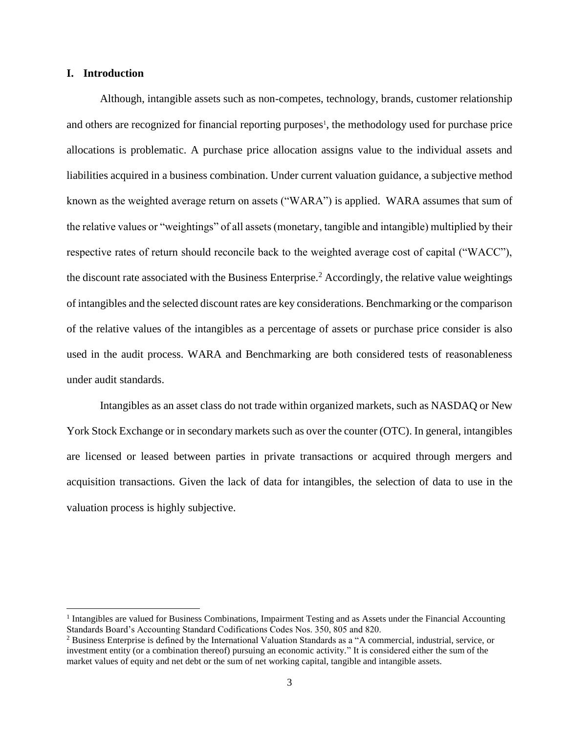## I. Introduction

Although, intangible assets such as non-competes, technology, brands, customer relationship and others are recognized for financial reporting purposes[1], the methodology used for purchase price allocations is problematic. A purchase price allocation assigns value to the individual assets and liabilities acquired in a business combination. Under current valuation guidance, a subjective method known as the weighted average return on assets ("WARA") is applied. WARA assumes that sum of the relative values or "weightings" of all assets (monetary, tangible and intangible) multiplied by their respective rates of return should reconcile back to the weighted average cost of capital ("WACC"), the discount rate associated with the Business Enterprise.[2] Accordingly, the relative value weightings of intangibles and the selected discount rates are key considerations. Benchmarking or the comparison of the relative values of the intangibles as a percentage of assets or purchase price consider is also used in the audit process. WARA and Benchmarking are both considered tests of reasonableness under audit standards.

Intangibles as an asset class do not trade within organized markets, such as NASDAQ or New York Stock Exchange or in secondary markets such as over the counter (OTC). In general, intangibles are licensed or leased between parties in private transactions or acquired through mergers and acquisition transactions. Given the lack of data for intangibles, the selection of data to use in the valuation process is highly subjective.

[1] Intangibles are valued for Business Combinations, Impairment Testing and as Assets under the Financial Accounting Standards Board's Accounting Standard Codifications Codes Nos. 350, 805 and 820.

[2] Business Enterprise is defined by the International Valuation Standards as a "A commercial, industrial, service, or investment entity (or a combination thereof) pursuing an economic activity." It is considered either the sum of the market values of equity and net debt or the sum of net working capital, tangible and intangible assets.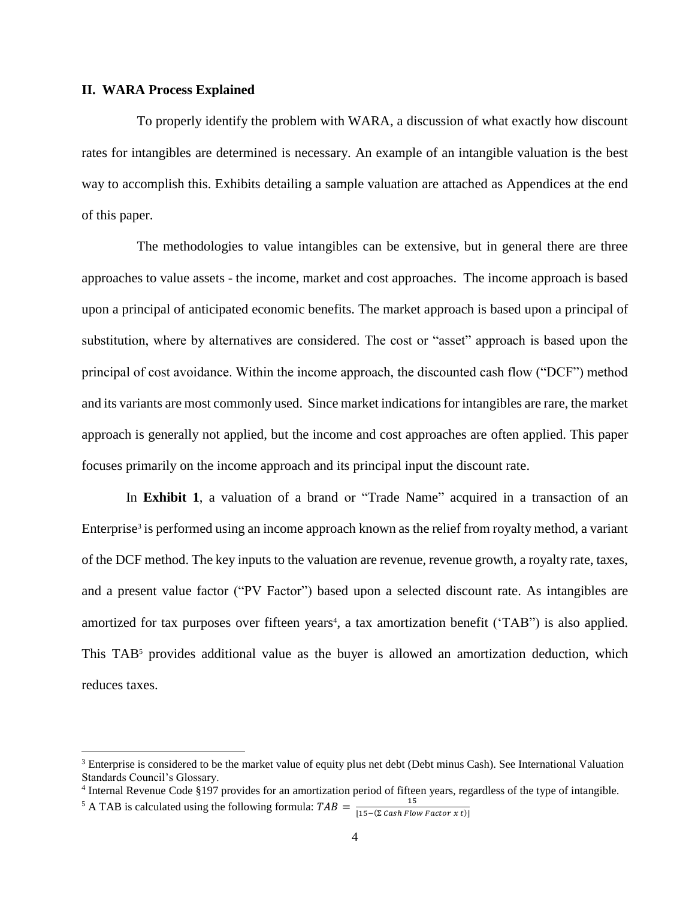## II. WARA Process Explained

To properly identify the problem with WARA, a discussion of what exactly how discount rates for intangibles are determined is necessary. An example of an intangible valuation is the best way to accomplish this. Exhibits detailing a sample valuation are attached as Appendices at the end of this paper.

The methodologies to value intangibles can be extensive, but in general there are three approaches to value assets - the income, market and cost approaches. The income approach is based upon a principal of anticipated economic benefits. The market approach is based upon a principal of substitution, where by alternatives are considered. The cost or "asset" approach is based upon the principal of cost avoidance. Within the income approach, the discounted cash flow ("DCF") method and its variants are most commonly used. Since market indications for intangibles are rare, the market approach is generally not applied, but the income and cost approaches are often applied. This paper focuses primarily on the income approach and its principal input the discount rate.

In **Exhibit 1**, a valuation of a brand or "Trade Name" acquired in a transaction of an Enterprise[3] is performed using an income approach known as the relief from royalty method, a variant of the DCF method. The key inputs to the valuation are revenue, revenue growth, a royalty rate, taxes, and a present value factor ("PV Factor") based upon a selected discount rate. As intangibles are amortized for tax purposes over fifteen years[4], a tax amortization benefit ('TAB") is also applied. This TAB[5] provides additional value as the buyer is allowed an amortization deduction, which reduces taxes.

---

[3] Enterprise is considered to be the market value of equity plus net debt (Debt minus Cash). See International Valuation Standards Council's Glossary.

[4] Internal Revenue Code §197 provides for an amortization period of fifteen years, regardless of the type of intangible.

[5] A TAB is calculated using the following formula: $TAB = \frac{15}{[15 - (\Sigma\, Cash\ Flow\ Factor\ x\ t)]}$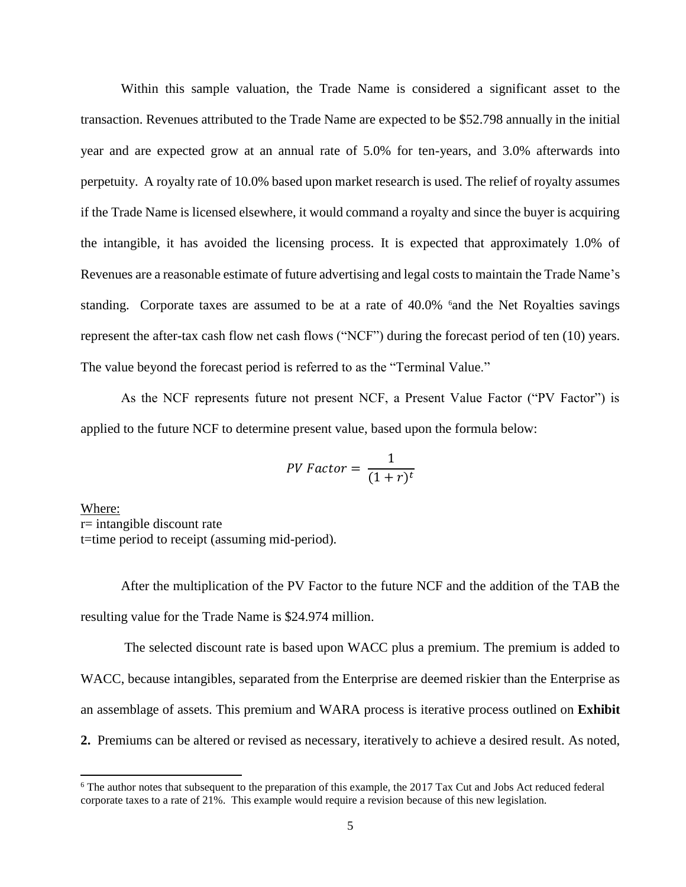Within this sample valuation, the Trade Name is considered a significant asset to the transaction. Revenues attributed to the Trade Name are expected to be \$52.798 annually in the initial year and are expected grow at an annual rate of 5.0% for ten-years, and 3.0% afterwards into perpetuity. A royalty rate of 10.0% based upon market research is used. The relief of royalty assumes if the Trade Name is licensed elsewhere, it would command a royalty and since the buyer is acquiring the intangible, it has avoided the licensing process. It is expected that approximately 1.0% of Revenues are a reasonable estimate of future advertising and legal costs to maintain the Trade Name's standing. Corporate taxes are assumed to be at a rate of 40.0% [6]and the Net Royalties savings represent the after-tax cash flow net cash flows ("NCF") during the forecast period of ten (10) years. The value beyond the forecast period is referred to as the "Terminal Value."

As the NCF represents future not present NCF, a Present Value Factor ("PV Factor") is applied to the future NCF to determine present value, based upon the formula below:

$$PV\ Factor = \frac{1}{(1+r)^t}$$

Where:
r= intangible discount rate
t=time period to receipt (assuming mid-period).

After the multiplication of the PV Factor to the future NCF and the addition of the TAB the resulting value for the Trade Name is \$24.974 million.

The selected discount rate is based upon WACC plus a premium. The premium is added to WACC, because intangibles, separated from the Enterprise are deemed riskier than the Enterprise as an assemblage of assets. This premium and WARA process is iterative process outlined on **Exhibit 2.** Premiums can be altered or revised as necessary, iteratively to achieve a desired result. As noted,

[6] The author notes that subsequent to the preparation of this example, the 2017 Tax Cut and Jobs Act reduced federal corporate taxes to a rate of 21%. This example would require a revision because of this new legislation.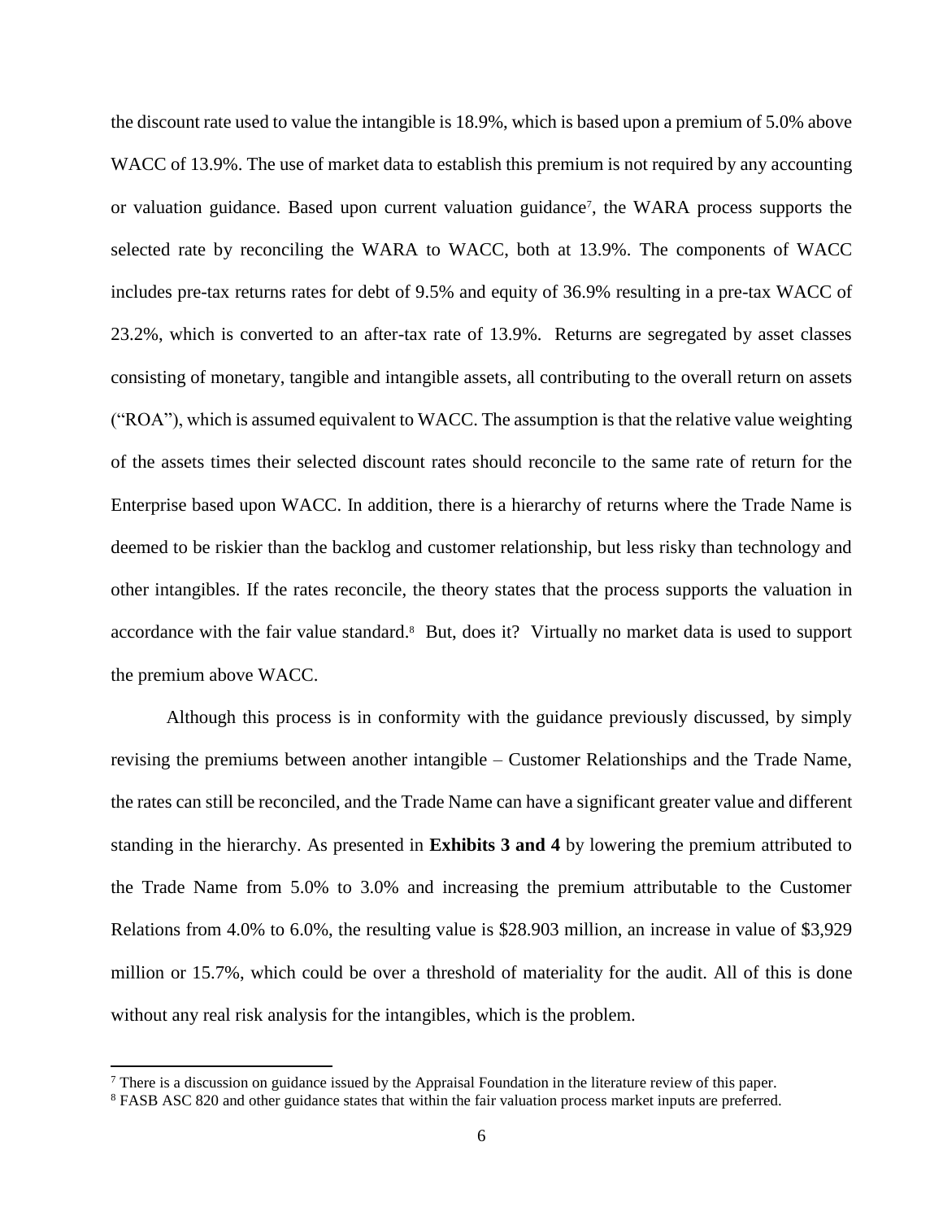the discount rate used to value the intangible is 18.9%, which is based upon a premium of 5.0% above WACC of 13.9%. The use of market data to establish this premium is not required by any accounting or valuation guidance. Based upon current valuation guidance[7], the WARA process supports the selected rate by reconciling the WARA to WACC, both at 13.9%. The components of WACC includes pre-tax returns rates for debt of 9.5% and equity of 36.9% resulting in a pre-tax WACC of 23.2%, which is converted to an after-tax rate of 13.9%. Returns are segregated by asset classes consisting of monetary, tangible and intangible assets, all contributing to the overall return on assets ("ROA"), which is assumed equivalent to WACC. The assumption is that the relative value weighting of the assets times their selected discount rates should reconcile to the same rate of return for the Enterprise based upon WACC. In addition, there is a hierarchy of returns where the Trade Name is deemed to be riskier than the backlog and customer relationship, but less risky than technology and other intangibles. If the rates reconcile, the theory states that the process supports the valuation in accordance with the fair value standard.[8] But, does it? Virtually no market data is used to support the premium above WACC.

Although this process is in conformity with the guidance previously discussed, by simply revising the premiums between another intangible – Customer Relationships and the Trade Name, the rates can still be reconciled, and the Trade Name can have a significant greater value and different standing in the hierarchy. As presented in **Exhibits 3 and 4** by lowering the premium attributed to the Trade Name from 5.0% to 3.0% and increasing the premium attributable to the Customer Relations from 4.0% to 6.0%, the resulting value is $28.903 million, an increase in value of $3,929 million or 15.7%, which could be over a threshold of materiality for the audit. All of this is done without any real risk analysis for the intangibles, which is the problem.

[7] There is a discussion on guidance issued by the Appraisal Foundation in the literature review of this paper.

[8] FASB ASC 820 and other guidance states that within the fair valuation process market inputs are preferred.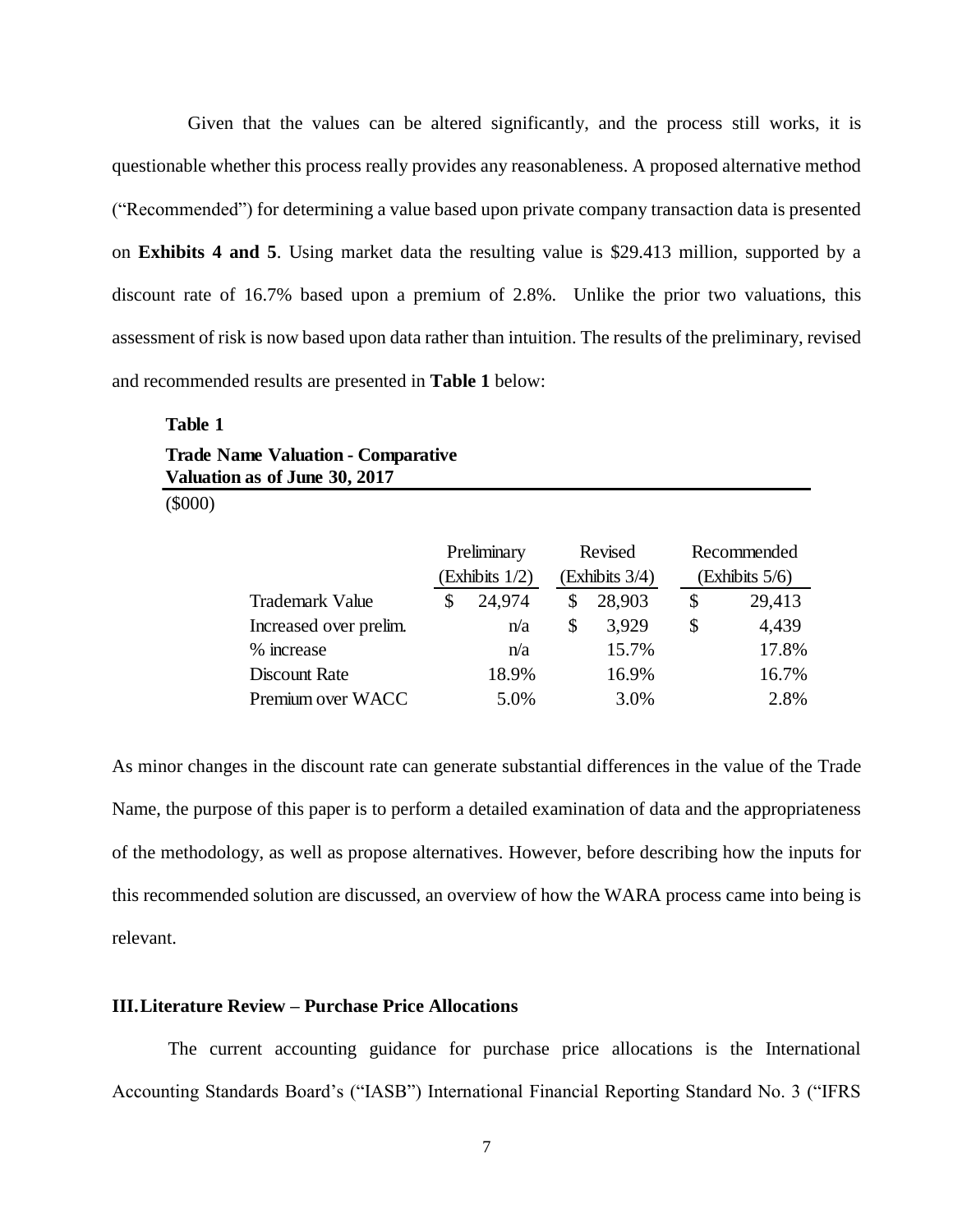Given that the values can be altered significantly, and the process still works, it is questionable whether this process really provides any reasonableness. A proposed alternative method ("Recommended") for determining a value based upon private company transaction data is presented on **Exhibits 4 and 5**. Using market data the resulting value is $29.413 million, supported by a discount rate of 16.7% based upon a premium of 2.8%. Unlike the prior two valuations, this assessment of risk is now based upon data rather than intuition. The results of the preliminary, revised and recommended results are presented in **Table 1** below:

**Table 1**

**Trade Name Valuation - Comparative**
**Valuation as of June 30, 2017**

($000)

| | Preliminary (Exhibits 1/2) | Revised (Exhibits 3/4) | Recommended (Exhibits 5/6) |
|---|---|---|---|
| Trademark Value | $ 24,974 | $ 28,903 | $ 29,413 |
| Increased over prelim. | n/a | $ 3,929 | $ 4,439 |
| % increase | n/a | 15.7% | 17.8% |
| Discount Rate | 18.9% | 16.9% | 16.7% |
| Premium over WACC | 5.0% | 3.0% | 2.8% |

As minor changes in the discount rate can generate substantial differences in the value of the Trade Name, the purpose of this paper is to perform a detailed examination of data and the appropriateness of the methodology, as well as propose alternatives. However, before describing how the inputs for this recommended solution are discussed, an overview of how the WARA process came into being is relevant.

## III. Literature Review – Purchase Price Allocations

The current accounting guidance for purchase price allocations is the International Accounting Standards Board's ("IASB") International Financial Reporting Standard No. 3 ("IFRS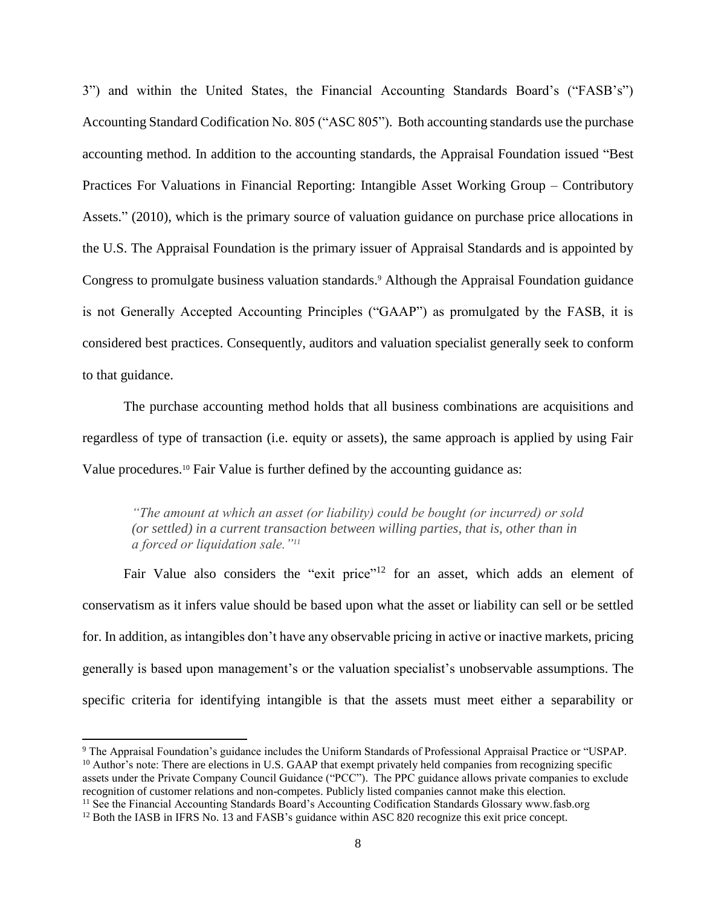3") and within the United States, the Financial Accounting Standards Board's ("FASB's") Accounting Standard Codification No. 805 ("ASC 805"). Both accounting standards use the purchase accounting method. In addition to the accounting standards, the Appraisal Foundation issued "Best Practices For Valuations in Financial Reporting: Intangible Asset Working Group – Contributory Assets." (2010), which is the primary source of valuation guidance on purchase price allocations in the U.S. The Appraisal Foundation is the primary issuer of Appraisal Standards and is appointed by Congress to promulgate business valuation standards.[9] Although the Appraisal Foundation guidance is not Generally Accepted Accounting Principles ("GAAP") as promulgated by the FASB, it is considered best practices. Consequently, auditors and valuation specialist generally seek to conform to that guidance.

The purchase accounting method holds that all business combinations are acquisitions and regardless of type of transaction (i.e. equity or assets), the same approach is applied by using Fair Value procedures.[10] Fair Value is further defined by the accounting guidance as:

> *"The amount at which an asset (or liability) could be bought (or incurred) or sold (or settled) in a current transaction between willing parties, that is, other than in a forced or liquidation sale."[11]*

Fair Value also considers the "exit price"[12] for an asset, which adds an element of conservatism as it infers value should be based upon what the asset or liability can sell or be settled for. In addition, as intangibles don't have any observable pricing in active or inactive markets, pricing generally is based upon management's or the valuation specialist's unobservable assumptions. The specific criteria for identifying intangible is that the assets must meet either a separability or

---

[9] The Appraisal Foundation's guidance includes the Uniform Standards of Professional Appraisal Practice or "USPAP.

[10] Author's note: There are elections in U.S. GAAP that exempt privately held companies from recognizing specific assets under the Private Company Council Guidance ("PCC"). The PPC guidance allows private companies to exclude recognition of customer relations and non-competes. Publicly listed companies cannot make this election.

[11] See the Financial Accounting Standards Board's Accounting Codification Standards Glossary www.fasb.org

[12] Both the IASB in IFRS No. 13 and FASB's guidance within ASC 820 recognize this exit price concept.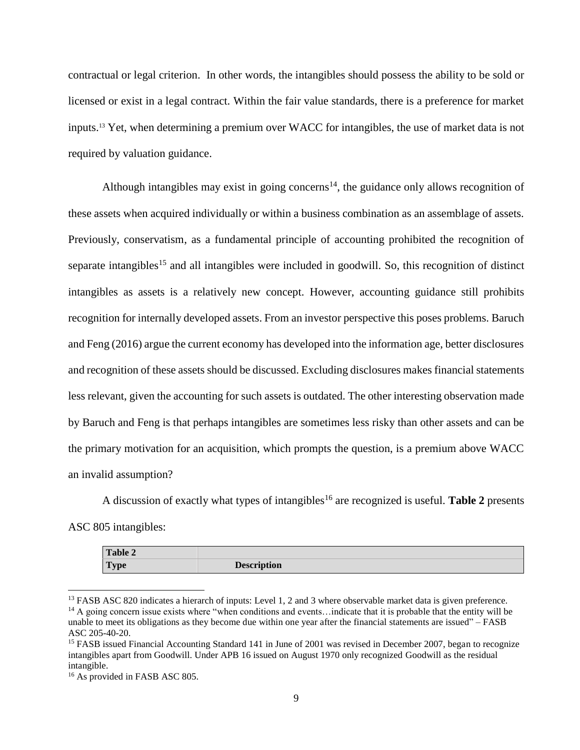contractual or legal criterion. In other words, the intangibles should possess the ability to be sold or licensed or exist in a legal contract. Within the fair value standards, there is a preference for market inputs.[13] Yet, when determining a premium over WACC for intangibles, the use of market data is not required by valuation guidance.

Although intangibles may exist in going concerns[14], the guidance only allows recognition of these assets when acquired individually or within a business combination as an assemblage of assets. Previously, conservatism, as a fundamental principle of accounting prohibited the recognition of separate intangibles[15] and all intangibles were included in goodwill. So, this recognition of distinct intangibles as assets is a relatively new concept. However, accounting guidance still prohibits recognition for internally developed assets. From an investor perspective this poses problems. Baruch and Feng (2016) argue the current economy has developed into the information age, better disclosures and recognition of these assets should be discussed. Excluding disclosures makes financial statements less relevant, given the accounting for such assets is outdated. The other interesting observation made by Baruch and Feng is that perhaps intangibles are sometimes less risky than other assets and can be the primary motivation for an acquisition, which prompts the question, is a premium above WACC an invalid assumption?

A discussion of exactly what types of intangibles[16] are recognized is useful. **Table 2** presents ASC 805 intangibles:

| **Table 2** | |
|---|---|
| **Type** | **Description** |

[13] FASB ASC 820 indicates a hierarch of inputs: Level 1, 2 and 3 where observable market data is given preference.
[14] A going concern issue exists where "when conditions and events…indicate that it is probable that the entity will be unable to meet its obligations as they become due within one year after the financial statements are issued" – FASB ASC 205-40-20.
[15] FASB issued Financial Accounting Standard 141 in June of 2001 was revised in December 2007, began to recognize intangibles apart from Goodwill. Under APB 16 issued on August 1970 only recognized Goodwill as the residual intangible.
[16] As provided in FASB ASC 805.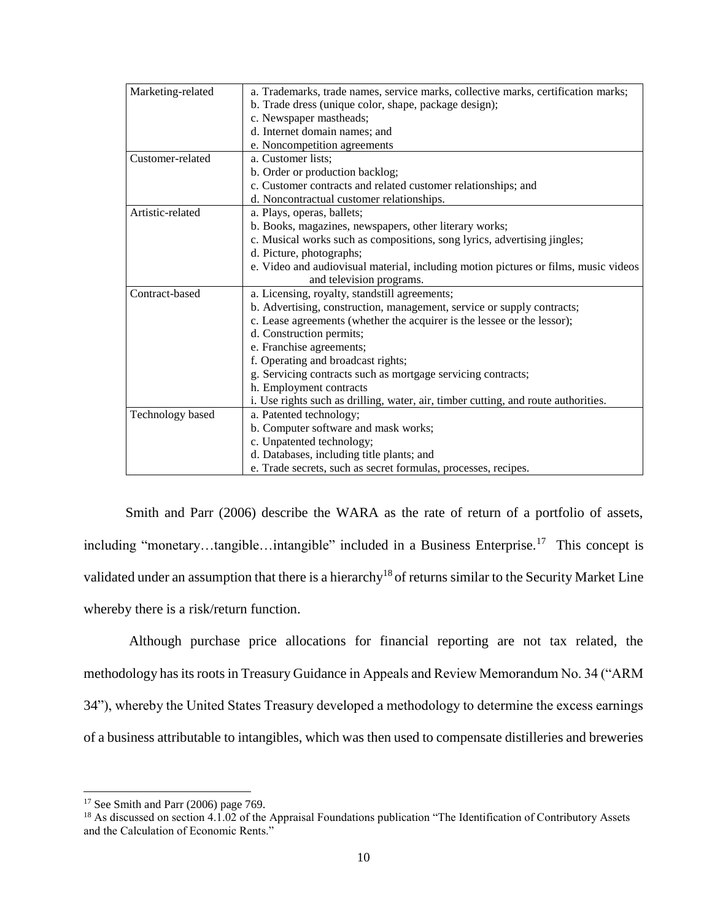| | |
|---|---|
| Marketing-related | a. Trademarks, trade names, service marks, collective marks, certification marks;<br>b. Trade dress (unique color, shape, package design);<br>c. Newspaper mastheads;<br>d. Internet domain names; and<br>e. Noncompetition agreements |
| Customer-related | a. Customer lists;<br>b. Order or production backlog;<br>c. Customer contracts and related customer relationships; and<br>d. Noncontractual customer relationships. |
| Artistic-related | a. Plays, operas, ballets;<br>b. Books, magazines, newspapers, other literary works;<br>c. Musical works such as compositions, song lyrics, advertising jingles;<br>d. Picture, photographs;<br>e. Video and audiovisual material, including motion pictures or films, music videos and television programs. |
| Contract-based | a. Licensing, royalty, standstill agreements;<br>b. Advertising, construction, management, service or supply contracts;<br>c. Lease agreements (whether the acquirer is the lessee or the lessor);<br>d. Construction permits;<br>e. Franchise agreements;<br>f. Operating and broadcast rights;<br>g. Servicing contracts such as mortgage servicing contracts;<br>h. Employment contracts<br>i. Use rights such as drilling, water, air, timber cutting, and route authorities. |
| Technology based | a. Patented technology;<br>b. Computer software and mask works;<br>c. Unpatented technology;<br>d. Databases, including title plants; and<br>e. Trade secrets, such as secret formulas, processes, recipes. |

Smith and Parr (2006) describe the WARA as the rate of return of a portfolio of assets, including "monetary…tangible…intangible" included in a Business Enterprise.[17] This concept is validated under an assumption that there is a hierarchy[18] of returns similar to the Security Market Line whereby there is a risk/return function.

Although purchase price allocations for financial reporting are not tax related, the methodology has its roots in Treasury Guidance in Appeals and Review Memorandum No. 34 ("ARM 34"), whereby the United States Treasury developed a methodology to determine the excess earnings of a business attributable to intangibles, which was then used to compensate distilleries and breweries

[17] See Smith and Parr (2006) page 769.

[18] As discussed on section 4.1.02 of the Appraisal Foundations publication "The Identification of Contributory Assets and the Calculation of Economic Rents."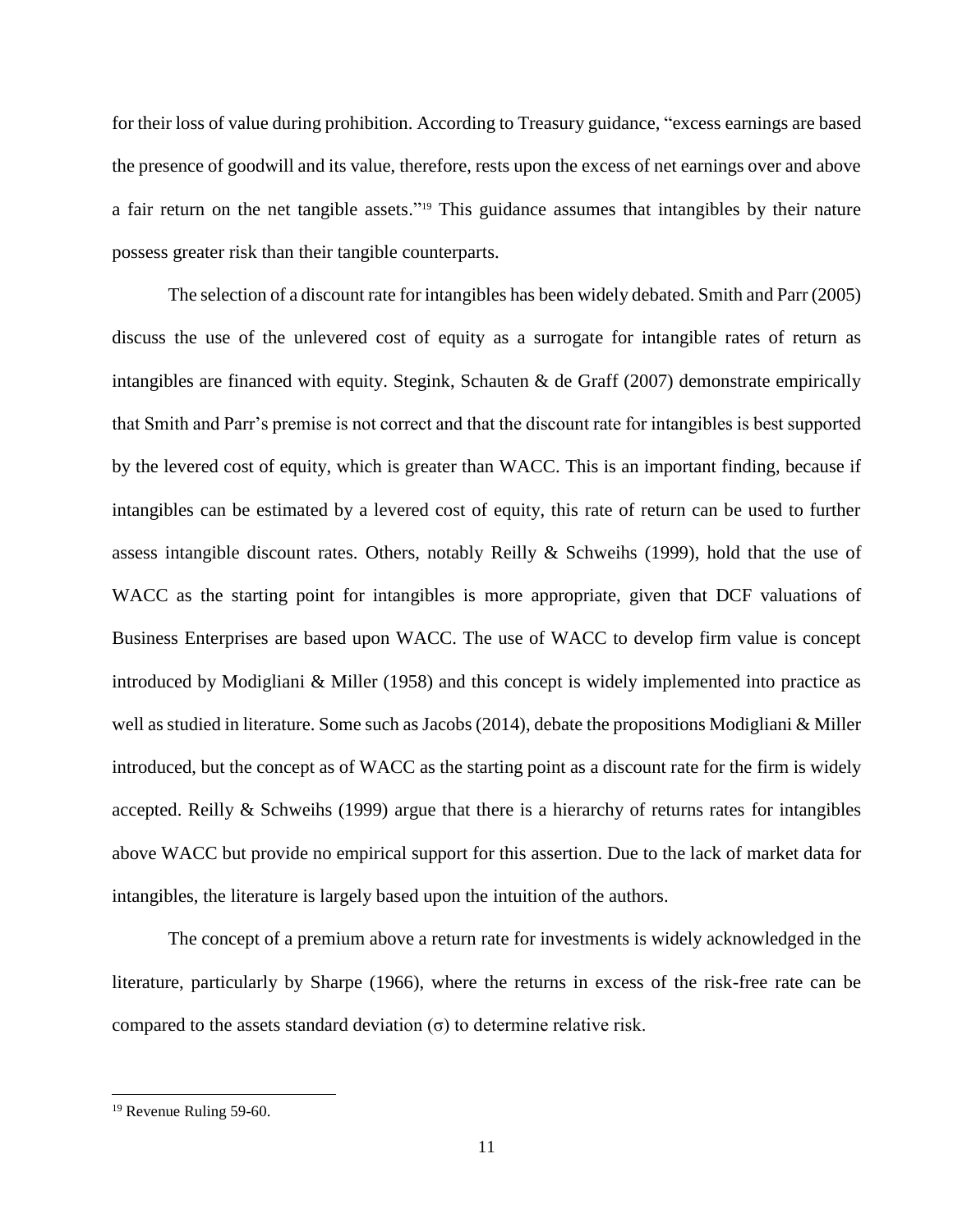for their loss of value during prohibition. According to Treasury guidance, "excess earnings are based the presence of goodwill and its value, therefore, rests upon the excess of net earnings over and above a fair return on the net tangible assets."[19] This guidance assumes that intangibles by their nature possess greater risk than their tangible counterparts.

The selection of a discount rate for intangibles has been widely debated. Smith and Parr (2005) discuss the use of the unlevered cost of equity as a surrogate for intangible rates of return as intangibles are financed with equity. Stegink, Schauten & de Graff (2007) demonstrate empirically that Smith and Parr's premise is not correct and that the discount rate for intangibles is best supported by the levered cost of equity, which is greater than WACC. This is an important finding, because if intangibles can be estimated by a levered cost of equity, this rate of return can be used to further assess intangible discount rates. Others, notably Reilly & Schweihs (1999), hold that the use of WACC as the starting point for intangibles is more appropriate, given that DCF valuations of Business Enterprises are based upon WACC. The use of WACC to develop firm value is concept introduced by Modigliani & Miller (1958) and this concept is widely implemented into practice as well as studied in literature. Some such as Jacobs (2014), debate the propositions Modigliani & Miller introduced, but the concept as of WACC as the starting point as a discount rate for the firm is widely accepted. Reilly & Schweihs (1999) argue that there is a hierarchy of returns rates for intangibles above WACC but provide no empirical support for this assertion. Due to the lack of market data for intangibles, the literature is largely based upon the intuition of the authors.

The concept of a premium above a return rate for investments is widely acknowledged in the literature, particularly by Sharpe (1966), where the returns in excess of the risk-free rate can be compared to the assets standard deviation ($\sigma$) to determine relative risk.

---

[19] Revenue Ruling 59-60.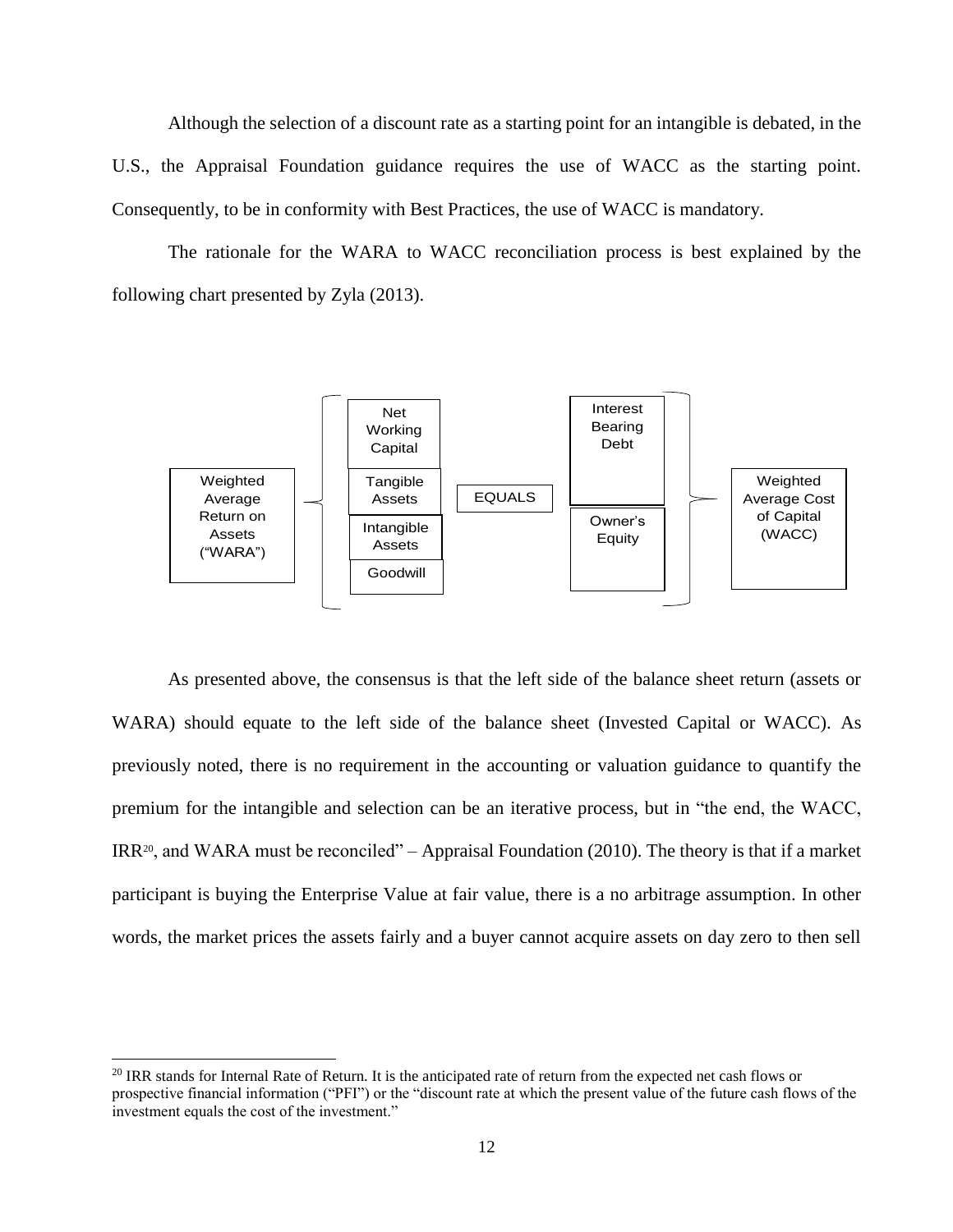Although the selection of a discount rate as a starting point for an intangible is debated, in the U.S., the Appraisal Foundation guidance requires the use of WACC as the starting point. Consequently, to be in conformity with Best Practices, the use of WACC is mandatory.

The rationale for the WARA to WACC reconciliation process is best explained by the following chart presented by Zyla (2013).

| Weighted Average Return on Assets ("WARA") | Net Working Capital<br>Tangible Assets<br>Intangible Assets<br>Goodwill | EQUALS | Interest Bearing Debt<br>Owner's Equity | Weighted Average Cost of Capital (WACC) |
|---|---|---|---|---|

As presented above, the consensus is that the left side of the balance sheet return (assets or WARA) should equate to the left side of the balance sheet (Invested Capital or WACC). As previously noted, there is no requirement in the accounting or valuation guidance to quantify the premium for the intangible and selection can be an iterative process, but in "the end, the WACC, IRR[20], and WARA must be reconciled" – Appraisal Foundation (2010). The theory is that if a market participant is buying the Enterprise Value at fair value, there is a no arbitrage assumption. In other words, the market prices the assets fairly and a buyer cannot acquire assets on day zero to then sell

[20] IRR stands for Internal Rate of Return. It is the anticipated rate of return from the expected net cash flows or prospective financial information ("PFI") or the "discount rate at which the present value of the future cash flows of the investment equals the cost of the investment."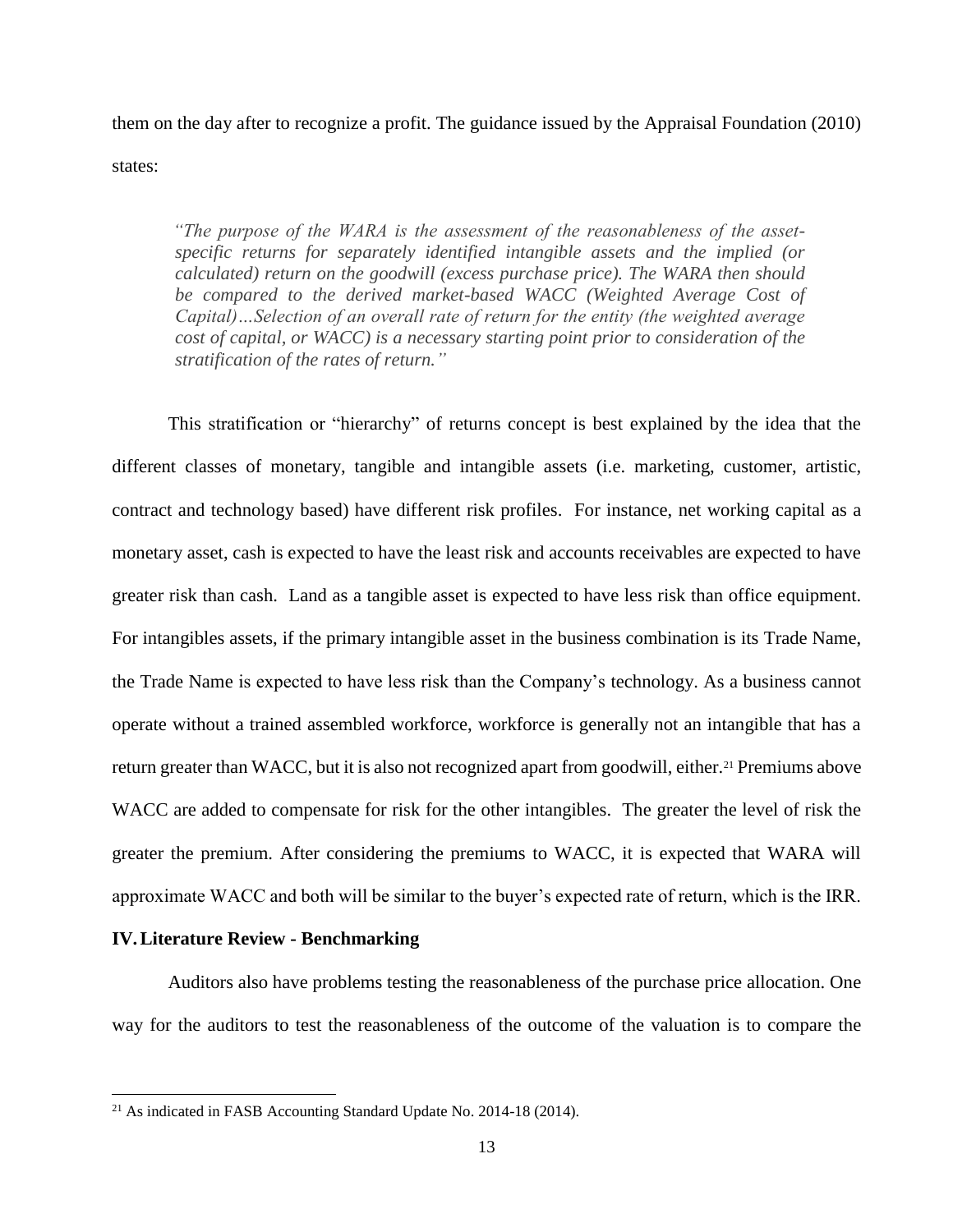them on the day after to recognize a profit. The guidance issued by the Appraisal Foundation (2010) states:

> *"The purpose of the WARA is the assessment of the reasonableness of the asset-specific returns for separately identified intangible assets and the implied (or calculated) return on the goodwill (excess purchase price). The WARA then should be compared to the derived market-based WACC (Weighted Average Cost of Capital)…Selection of an overall rate of return for the entity (the weighted average cost of capital, or WACC) is a necessary starting point prior to consideration of the stratification of the rates of return."*

This stratification or "hierarchy" of returns concept is best explained by the idea that the different classes of monetary, tangible and intangible assets (i.e. marketing, customer, artistic, contract and technology based) have different risk profiles. For instance, net working capital as a monetary asset, cash is expected to have the least risk and accounts receivables are expected to have greater risk than cash. Land as a tangible asset is expected to have less risk than office equipment. For intangibles assets, if the primary intangible asset in the business combination is its Trade Name, the Trade Name is expected to have less risk than the Company's technology. As a business cannot operate without a trained assembled workforce, workforce is generally not an intangible that has a return greater than WACC, but it is also not recognized apart from goodwill, either.[21] Premiums above WACC are added to compensate for risk for the other intangibles. The greater the level of risk the greater the premium. After considering the premiums to WACC, it is expected that WARA will approximate WACC and both will be similar to the buyer's expected rate of return, which is the IRR.

## IV. Literature Review - Benchmarking

Auditors also have problems testing the reasonableness of the purchase price allocation. One way for the auditors to test the reasonableness of the outcome of the valuation is to compare the

---

[21] As indicated in FASB Accounting Standard Update No. 2014-18 (2014).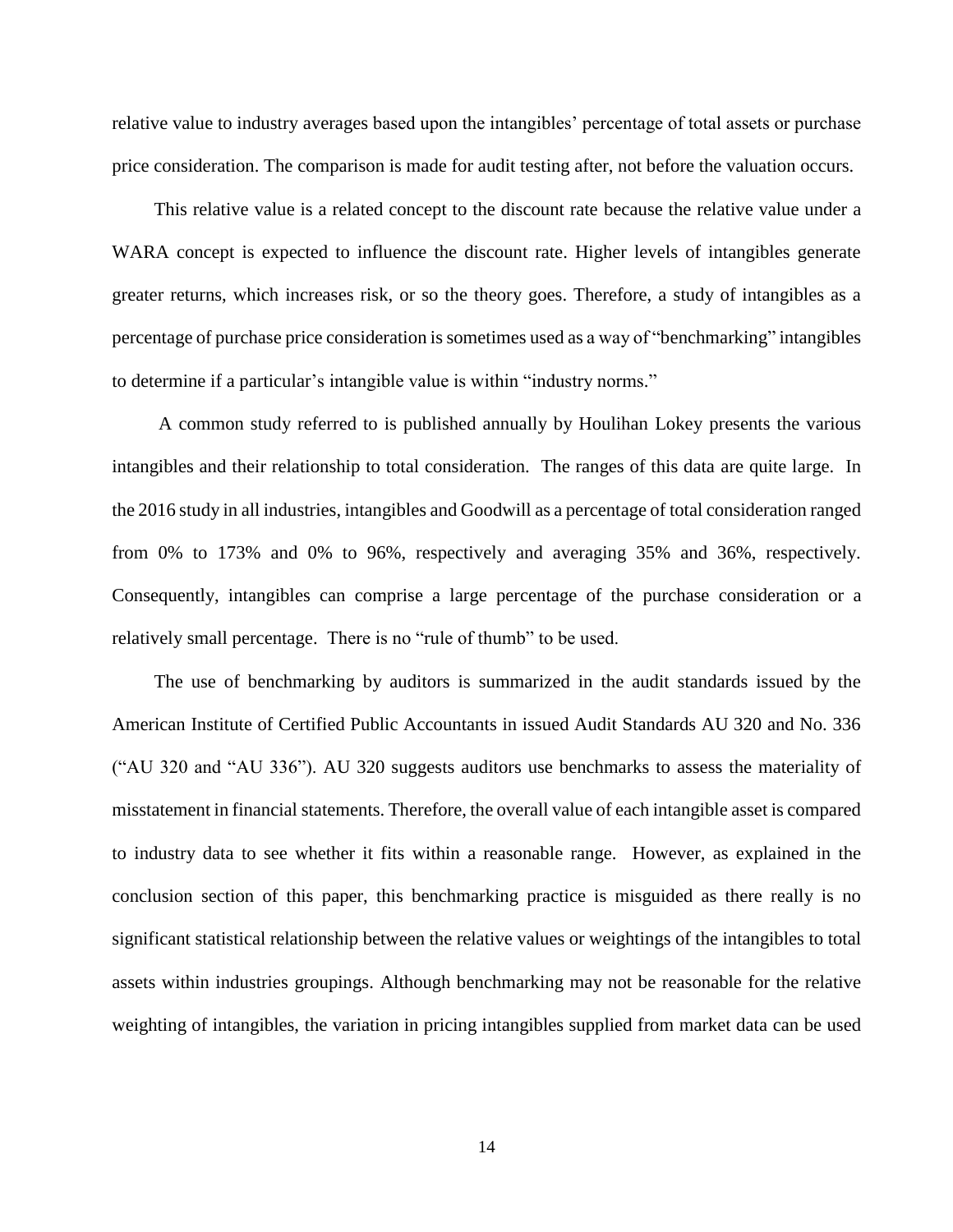relative value to industry averages based upon the intangibles' percentage of total assets or purchase price consideration. The comparison is made for audit testing after, not before the valuation occurs.

This relative value is a related concept to the discount rate because the relative value under a WARA concept is expected to influence the discount rate. Higher levels of intangibles generate greater returns, which increases risk, or so the theory goes. Therefore, a study of intangibles as a percentage of purchase price consideration is sometimes used as a way of "benchmarking" intangibles to determine if a particular's intangible value is within "industry norms."

A common study referred to is published annually by Houlihan Lokey presents the various intangibles and their relationship to total consideration. The ranges of this data are quite large. In the 2016 study in all industries, intangibles and Goodwill as a percentage of total consideration ranged from 0% to 173% and 0% to 96%, respectively and averaging 35% and 36%, respectively. Consequently, intangibles can comprise a large percentage of the purchase consideration or a relatively small percentage. There is no "rule of thumb" to be used.

The use of benchmarking by auditors is summarized in the audit standards issued by the American Institute of Certified Public Accountants in issued Audit Standards AU 320 and No. 336 ("AU 320 and "AU 336"). AU 320 suggests auditors use benchmarks to assess the materiality of misstatement in financial statements. Therefore, the overall value of each intangible asset is compared to industry data to see whether it fits within a reasonable range. However, as explained in the conclusion section of this paper, this benchmarking practice is misguided as there really is no significant statistical relationship between the relative values or weightings of the intangibles to total assets within industries groupings. Although benchmarking may not be reasonable for the relative weighting of intangibles, the variation in pricing intangibles supplied from market data can be used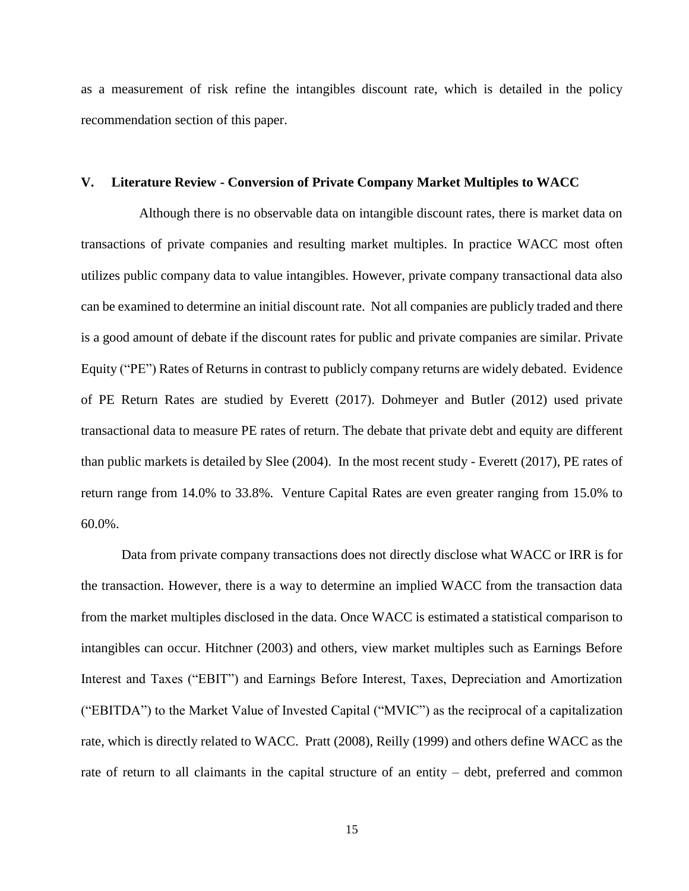as a measurement of risk refine the intangibles discount rate, which is detailed in the policy recommendation section of this paper.

## V. Literature Review - Conversion of Private Company Market Multiples to WACC

Although there is no observable data on intangible discount rates, there is market data on transactions of private companies and resulting market multiples. In practice WACC most often utilizes public company data to value intangibles. However, private company transactional data also can be examined to determine an initial discount rate. Not all companies are publicly traded and there is a good amount of debate if the discount rates for public and private companies are similar. Private Equity ("PE") Rates of Returns in contrast to publicly company returns are widely debated. Evidence of PE Return Rates are studied by Everett (2017). Dohmeyer and Butler (2012) used private transactional data to measure PE rates of return. The debate that private debt and equity are different than public markets is detailed by Slee (2004). In the most recent study - Everett (2017), PE rates of return range from 14.0% to 33.8%. Venture Capital Rates are even greater ranging from 15.0% to 60.0%.

Data from private company transactions does not directly disclose what WACC or IRR is for the transaction. However, there is a way to determine an implied WACC from the transaction data from the market multiples disclosed in the data. Once WACC is estimated a statistical comparison to intangibles can occur. Hitchner (2003) and others, view market multiples such as Earnings Before Interest and Taxes ("EBIT") and Earnings Before Interest, Taxes, Depreciation and Amortization ("EBITDA") to the Market Value of Invested Capital ("MVIC") as the reciprocal of a capitalization rate, which is directly related to WACC. Pratt (2008), Reilly (1999) and others define WACC as the rate of return to all claimants in the capital structure of an entity – debt, preferred and common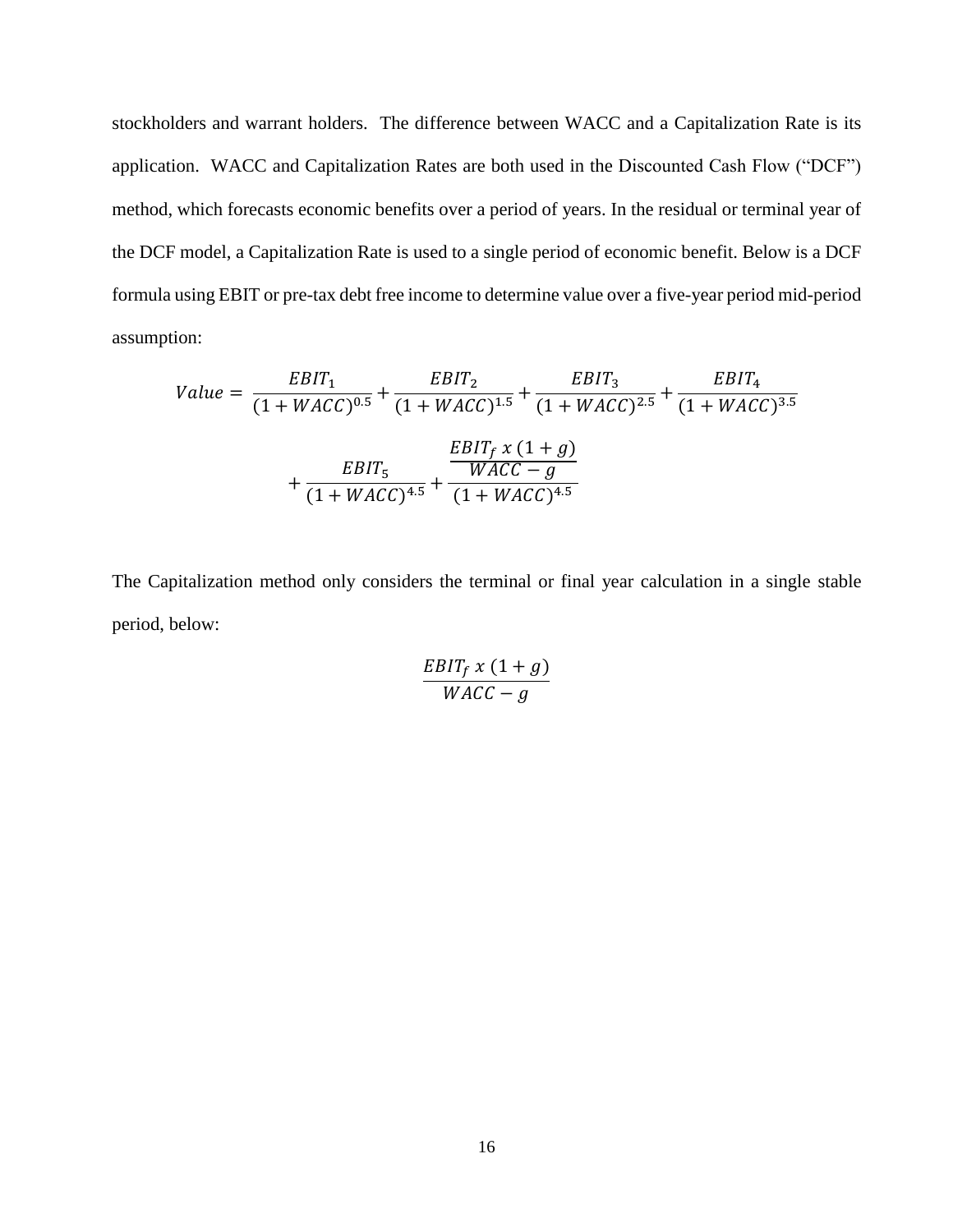stockholders and warrant holders. The difference between WACC and a Capitalization Rate is its application. WACC and Capitalization Rates are both used in the Discounted Cash Flow ("DCF") method, which forecasts economic benefits over a period of years. In the residual or terminal year of the DCF model, a Capitalization Rate is used to a single period of economic benefit. Below is a DCF formula using EBIT or pre-tax debt free income to determine value over a five-year period mid-period assumption:

$$Value = \frac{EBIT_1}{(1+WACC)^{0.5}} + \frac{EBIT_2}{(1+WACC)^{1.5}} + \frac{EBIT_3}{(1+WACC)^{2.5}} + \frac{EBIT_4}{(1+WACC)^{3.5}} + \frac{EBIT_5}{(1+WACC)^{4.5}} + \frac{\frac{EBIT_f \ x \ (1+g)}{WACC - g}}{(1+WACC)^{4.5}}$$

The Capitalization method only considers the terminal or final year calculation in a single stable period, below:

$$\frac{EBIT_f \ x \ (1+g)}{WACC - g}$$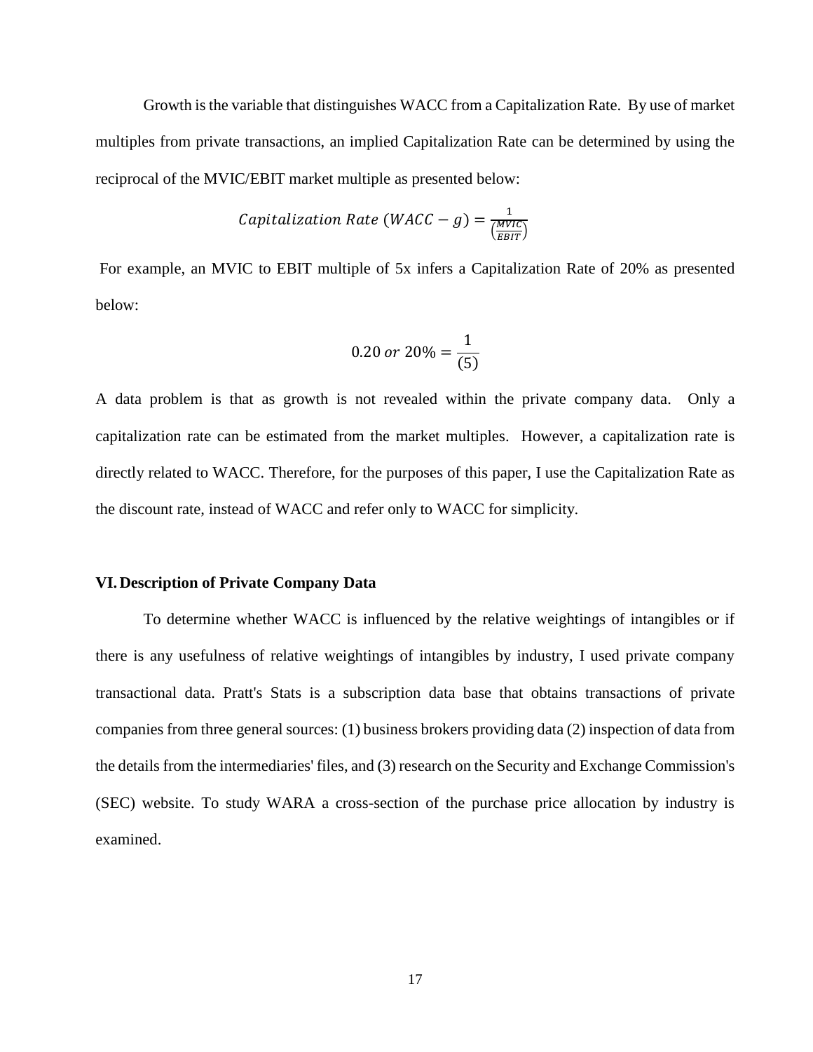Growth is the variable that distinguishes WACC from a Capitalization Rate. By use of market multiples from private transactions, an implied Capitalization Rate can be determined by using the reciprocal of the MVIC/EBIT market multiple as presented below:

$$Capitalization\ Rate\ (WACC - g) = \frac{1}{\left(\frac{MVIC}{EBIT}\right)}$$

For example, an MVIC to EBIT multiple of 5x infers a Capitalization Rate of 20% as presented below:

$$0.20\ or\ 20\% = \frac{1}{(5)}$$

A data problem is that as growth is not revealed within the private company data. Only a capitalization rate can be estimated from the market multiples. However, a capitalization rate is directly related to WACC. Therefore, for the purposes of this paper, I use the Capitalization Rate as the discount rate, instead of WACC and refer only to WACC for simplicity.

## VI. Description of Private Company Data

To determine whether WACC is influenced by the relative weightings of intangibles or if there is any usefulness of relative weightings of intangibles by industry, I used private company transactional data. Pratt's Stats is a subscription data base that obtains transactions of private companies from three general sources: (1) business brokers providing data (2) inspection of data from the details from the intermediaries' files, and (3) research on the Security and Exchange Commission's (SEC) website. To study WARA a cross-section of the purchase price allocation by industry is examined.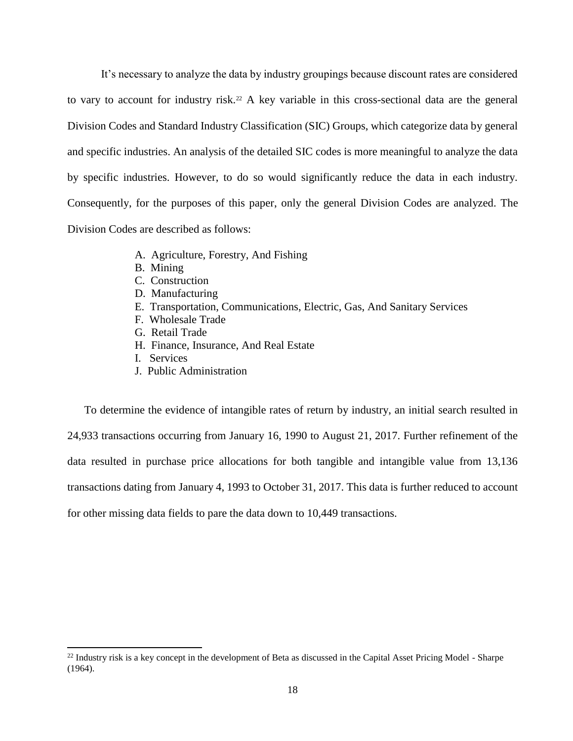It's necessary to analyze the data by industry groupings because discount rates are considered to vary to account for industry risk.[22] A key variable in this cross-sectional data are the general Division Codes and Standard Industry Classification (SIC) Groups, which categorize data by general and specific industries. An analysis of the detailed SIC codes is more meaningful to analyze the data by specific industries. However, to do so would significantly reduce the data in each industry. Consequently, for the purposes of this paper, only the general Division Codes are analyzed. The Division Codes are described as follows:

A. Agriculture, Forestry, And Fishing
B. Mining
C. Construction
D. Manufacturing
E. Transportation, Communications, Electric, Gas, And Sanitary Services
F. Wholesale Trade
G. Retail Trade
H. Finance, Insurance, And Real Estate
I. Services
J. Public Administration

To determine the evidence of intangible rates of return by industry, an initial search resulted in 24,933 transactions occurring from January 16, 1990 to August 21, 2017. Further refinement of the data resulted in purchase price allocations for both tangible and intangible value from 13,136 transactions dating from January 4, 1993 to October 31, 2017. This data is further reduced to account for other missing data fields to pare the data down to 10,449 transactions.

[22] Industry risk is a key concept in the development of Beta as discussed in the Capital Asset Pricing Model - Sharpe (1964).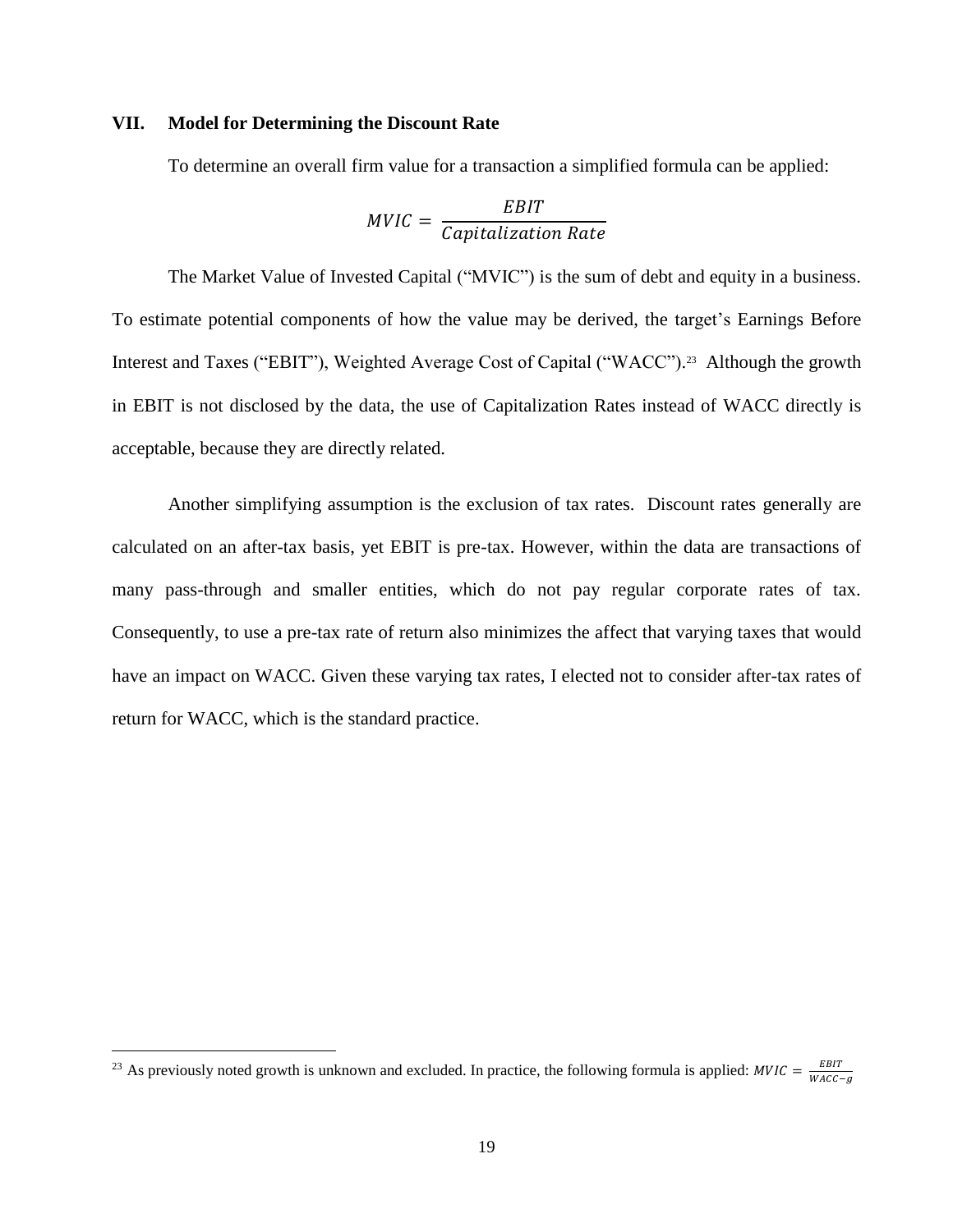## VII. Model for Determining the Discount Rate

To determine an overall firm value for a transaction a simplified formula can be applied:

$$MVIC = \frac{EBIT}{Capitalization\ Rate}$$

The Market Value of Invested Capital ("MVIC") is the sum of debt and equity in a business. To estimate potential components of how the value may be derived, the target's Earnings Before Interest and Taxes ("EBIT"), Weighted Average Cost of Capital ("WACC").[23] Although the growth in EBIT is not disclosed by the data, the use of Capitalization Rates instead of WACC directly is acceptable, because they are directly related.

Another simplifying assumption is the exclusion of tax rates. Discount rates generally are calculated on an after-tax basis, yet EBIT is pre-tax. However, within the data are transactions of many pass-through and smaller entities, which do not pay regular corporate rates of tax. Consequently, to use a pre-tax rate of return also minimizes the affect that varying taxes that would have an impact on WACC. Given these varying tax rates, I elected not to consider after-tax rates of return for WACC, which is the standard practice.

---

[23] As previously noted growth is unknown and excluded. In practice, the following formula is applied: $MVIC = \frac{EBIT}{WACC-g}$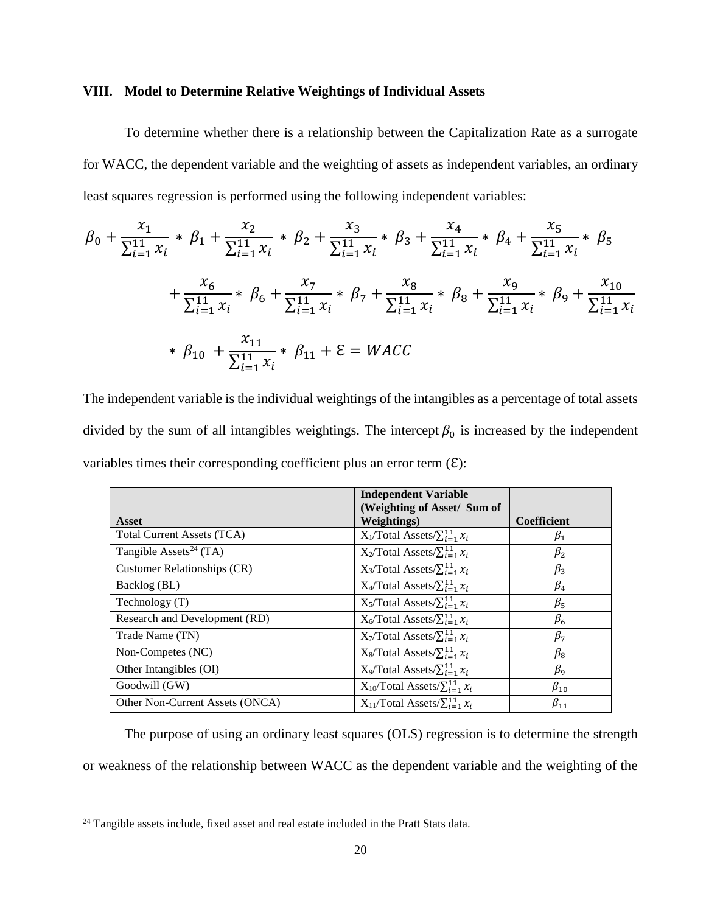## VIII. Model to Determine Relative Weightings of Individual Assets

To determine whether there is a relationship between the Capitalization Rate as a surrogate for WACC, the dependent variable and the weighting of assets as independent variables, an ordinary least squares regression is performed using the following independent variables:

$$\beta_0 + \frac{x_1}{\sum_{i=1}^{11} x_i} * \beta_1 + \frac{x_2}{\sum_{i=1}^{11} x_i} * \beta_2 + \frac{x_3}{\sum_{i=1}^{11} x_i} * \beta_3 + \frac{x_4}{\sum_{i=1}^{11} x_i} * \beta_4 + \frac{x_5}{\sum_{i=1}^{11} x_i} * \beta_5 + \frac{x_6}{\sum_{i=1}^{11} x_i} * \beta_6 + \frac{x_7}{\sum_{i=1}^{11} x_i} * \beta_7 + \frac{x_8}{\sum_{i=1}^{11} x_i} * \beta_8 + \frac{x_9}{\sum_{i=1}^{11} x_i} * \beta_9 + \frac{x_{10}}{\sum_{i=1}^{11} x_i} * \beta_{10} + \frac{x_{11}}{\sum_{i=1}^{11} x_i} * \beta_{11} + \mathcal{E} = WACC$$

The independent variable is the individual weightings of the intangibles as a percentage of total assets divided by the sum of all intangibles weightings. The intercept $\beta_0$ is increased by the independent variables times their corresponding coefficient plus an error term ($\mathcal{E}$):

| Asset | Independent Variable (Weighting of Asset/ Sum of Weightings) | Coefficient |
|---|---|---|
| Total Current Assets (TCA) | $X_1$/Total Assets/$\sum_{i=1}^{11} x_i$ | $\beta_1$ |
| Tangible Assets[24] (TA) | $X_2$/Total Assets/$\sum_{i=1}^{11} x_i$ | $\beta_2$ |
| Customer Relationships (CR) | $X_3$/Total Assets/$\sum_{i=1}^{11} x_i$ | $\beta_3$ |
| Backlog (BL) | $X_4$/Total Assets/$\sum_{i=1}^{11} x_i$ | $\beta_4$ |
| Technology (T) | $X_5$/Total Assets/$\sum_{i=1}^{11} x_i$ | $\beta_5$ |
| Research and Development (RD) | $X_6$/Total Assets/$\sum_{i=1}^{11} x_i$ | $\beta_6$ |
| Trade Name (TN) | $X_7$/Total Assets/$\sum_{i=1}^{11} x_i$ | $\beta_7$ |
| Non-Competes (NC) | $X_8$/Total Assets/$\sum_{i=1}^{11} x_i$ | $\beta_8$ |
| Other Intangibles (OI) | $X_9$/Total Assets/$\sum_{i=1}^{11} x_i$ | $\beta_9$ |
| Goodwill (GW) | $X_{10}$/Total Assets/$\sum_{i=1}^{11} x_i$ | $\beta_{10}$ |
| Other Non-Current Assets (ONCA) | $X_{11}$/Total Assets/$\sum_{i=1}^{11} x_i$ | $\beta_{11}$ |

The purpose of using an ordinary least squares (OLS) regression is to determine the strength or weakness of the relationship between WACC as the dependent variable and the weighting of the

[24] Tangible assets include, fixed asset and real estate included in the Pratt Stats data.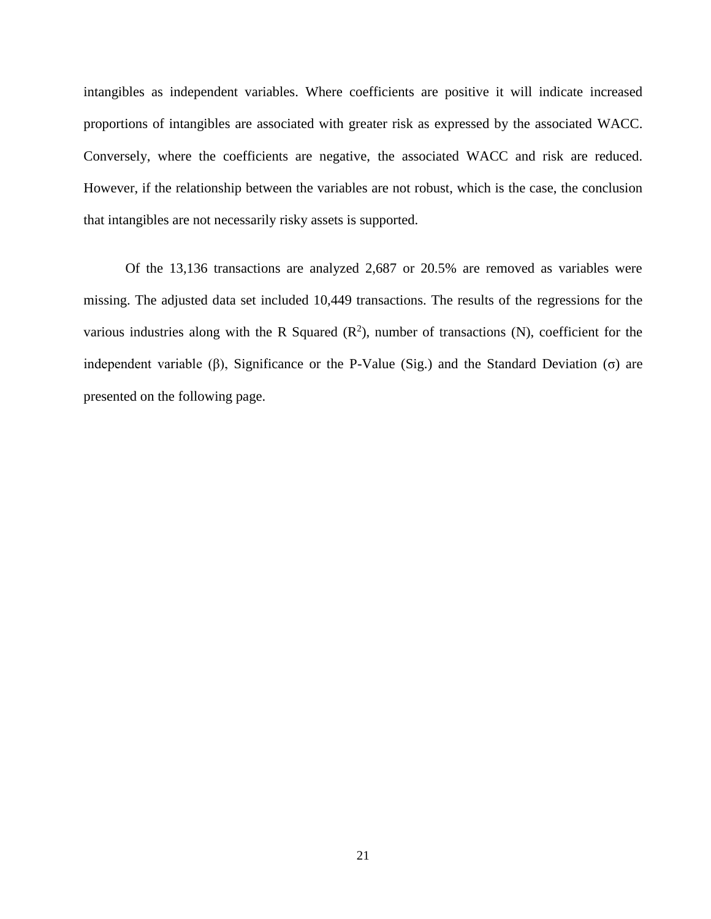intangibles as independent variables. Where coefficients are positive it will indicate increased proportions of intangibles are associated with greater risk as expressed by the associated WACC. Conversely, where the coefficients are negative, the associated WACC and risk are reduced. However, if the relationship between the variables are not robust, which is the case, the conclusion that intangibles are not necessarily risky assets is supported.

Of the 13,136 transactions are analyzed 2,687 or 20.5% are removed as variables were missing. The adjusted data set included 10,449 transactions. The results of the regressions for the various industries along with the R Squared ($R^2$), number of transactions (N), coefficient for the independent variable ($\beta$), Significance or the P-Value (Sig.) and the Standard Deviation ($\sigma$) are presented on the following page.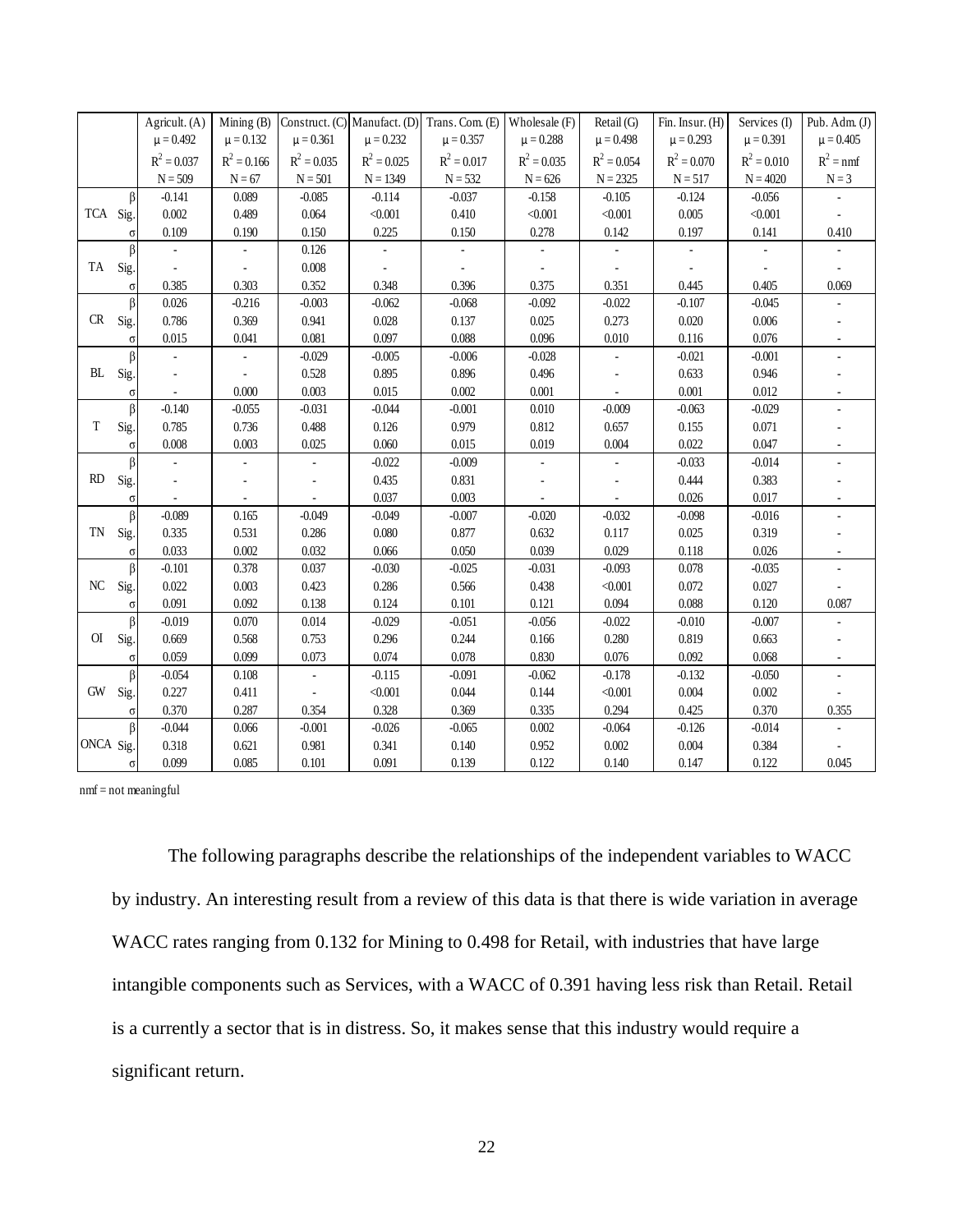| | | Agricult. (A) | Mining (B) | Construct. (C) | Manufact. (D) | Trans. Com. (E) | Wholesale (F) | Retail (G) | Fin. Insur. (H) | Services (I) | Pub. Adm. (J) |
|---|---|---|---|---|---|---|---|---|---|---|---|
| | | $\mu = 0.492$ | $\mu = 0.132$ | $\mu = 0.361$ | $\mu = 0.232$ | $\mu = 0.357$ | $\mu = 0.288$ | $\mu = 0.498$ | $\mu = 0.293$ | $\mu = 0.391$ | $\mu = 0.405$ |
| | | $R^2 = 0.037$ | $R^2 = 0.166$ | $R^2 = 0.035$ | $R^2 = 0.025$ | $R^2 = 0.017$ | $R^2 = 0.035$ | $R^2 = 0.054$ | $R^2 = 0.070$ | $R^2 = 0.010$ | $R^2 = \text{nmf}$ |
| | | N = 509 | N = 67 | N = 501 | N = 1349 | N = 532 | N = 626 | N = 2325 | N = 517 | N = 4020 | N = 3 |
| TCA | β | -0.141 | 0.089 | -0.085 | -0.114 | -0.037 | -0.158 | -0.105 | -0.124 | -0.056 | - |
| | Sig. | 0.002 | 0.489 | 0.064 | <0.001 | 0.410 | <0.001 | <0.001 | 0.005 | <0.001 | - |
| | σ | 0.109 | 0.190 | 0.150 | 0.225 | 0.150 | 0.278 | 0.142 | 0.197 | 0.141 | 0.410 |
| TA | β | - | - | 0.126 | - | - | - | - | - | - | - |
| | Sig. | - | - | 0.008 | - | - | - | - | - | - | - |
| | σ | 0.385 | 0.303 | 0.352 | 0.348 | 0.396 | 0.375 | 0.351 | 0.445 | 0.405 | 0.069 |
| CR | β | 0.026 | -0.216 | -0.003 | -0.062 | -0.068 | -0.092 | -0.022 | -0.107 | -0.045 | - |
| | Sig. | 0.786 | 0.369 | 0.941 | 0.028 | 0.137 | 0.025 | 0.273 | 0.020 | 0.006 | - |
| | σ | 0.015 | 0.041 | 0.081 | 0.097 | 0.088 | 0.096 | 0.010 | 0.116 | 0.076 | - |
| BL | β | - | - | -0.029 | -0.005 | -0.006 | -0.028 | - | -0.021 | -0.001 | - |
| | Sig. | - | - | 0.528 | 0.895 | 0.896 | 0.496 | - | 0.633 | 0.946 | - |
| | σ | - | 0.000 | 0.003 | 0.015 | 0.002 | 0.001 | - | 0.001 | 0.012 | - |
| T | β | -0.140 | -0.055 | -0.031 | -0.044 | -0.001 | 0.010 | -0.009 | -0.063 | -0.029 | - |
| | Sig. | 0.785 | 0.736 | 0.488 | 0.126 | 0.979 | 0.812 | 0.657 | 0.155 | 0.071 | - |
| | σ | 0.008 | 0.003 | 0.025 | 0.060 | 0.015 | 0.019 | 0.004 | 0.022 | 0.047 | - |
| RD | β | - | - | - | -0.022 | -0.009 | - | - | -0.033 | -0.014 | - |
| | Sig. | - | - | - | 0.435 | 0.831 | - | - | 0.444 | 0.383 | - |
| | σ | - | - | - | 0.037 | 0.003 | - | - | 0.026 | 0.017 | - |
| TN | β | -0.089 | 0.165 | -0.049 | -0.049 | -0.007 | -0.020 | -0.032 | -0.098 | -0.016 | - |
| | Sig. | 0.335 | 0.531 | 0.286 | 0.080 | 0.877 | 0.632 | 0.117 | 0.025 | 0.319 | - |
| | σ | 0.033 | 0.002 | 0.032 | 0.066 | 0.050 | 0.039 | 0.029 | 0.118 | 0.026 | - |
| NC | β | -0.101 | 0.378 | 0.037 | -0.030 | -0.025 | -0.031 | -0.093 | 0.078 | -0.035 | - |
| | Sig. | 0.022 | 0.003 | 0.423 | 0.286 | 0.566 | 0.438 | <0.001 | 0.072 | 0.027 | - |
| | σ | 0.091 | 0.092 | 0.138 | 0.124 | 0.101 | 0.121 | 0.094 | 0.088 | 0.120 | 0.087 |
| OI | β | -0.019 | 0.070 | 0.014 | -0.029 | -0.051 | -0.056 | -0.022 | -0.010 | -0.007 | - |
| | Sig. | 0.669 | 0.568 | 0.753 | 0.296 | 0.244 | 0.166 | 0.280 | 0.819 | 0.663 | - |
| | σ | 0.059 | 0.099 | 0.073 | 0.074 | 0.078 | 0.830 | 0.076 | 0.092 | 0.068 | - |
| GW | β | -0.054 | 0.108 | - | -0.115 | -0.091 | -0.062 | -0.178 | -0.132 | -0.050 | - |
| | Sig. | 0.227 | 0.411 | - | <0.001 | 0.044 | 0.144 | <0.001 | 0.004 | 0.002 | - |
| | σ | 0.370 | 0.287 | 0.354 | 0.328 | 0.369 | 0.335 | 0.294 | 0.425 | 0.370 | 0.355 |
| ONCA | β | -0.044 | 0.066 | -0.001 | -0.026 | -0.065 | 0.002 | -0.064 | -0.126 | -0.014 | - |
| | Sig. | 0.318 | 0.621 | 0.981 | 0.341 | 0.140 | 0.952 | 0.002 | 0.004 | 0.384 | - |
| | σ | 0.099 | 0.085 | 0.101 | 0.091 | 0.139 | 0.122 | 0.140 | 0.147 | 0.122 | 0.045 |

nmf = not meaningful

The following paragraphs describe the relationships of the independent variables to WACC by industry. An interesting result from a review of this data is that there is wide variation in average WACC rates ranging from 0.132 for Mining to 0.498 for Retail, with industries that have large intangible components such as Services, with a WACC of 0.391 having less risk than Retail. Retail is a currently a sector that is in distress. So, it makes sense that this industry would require a significant return.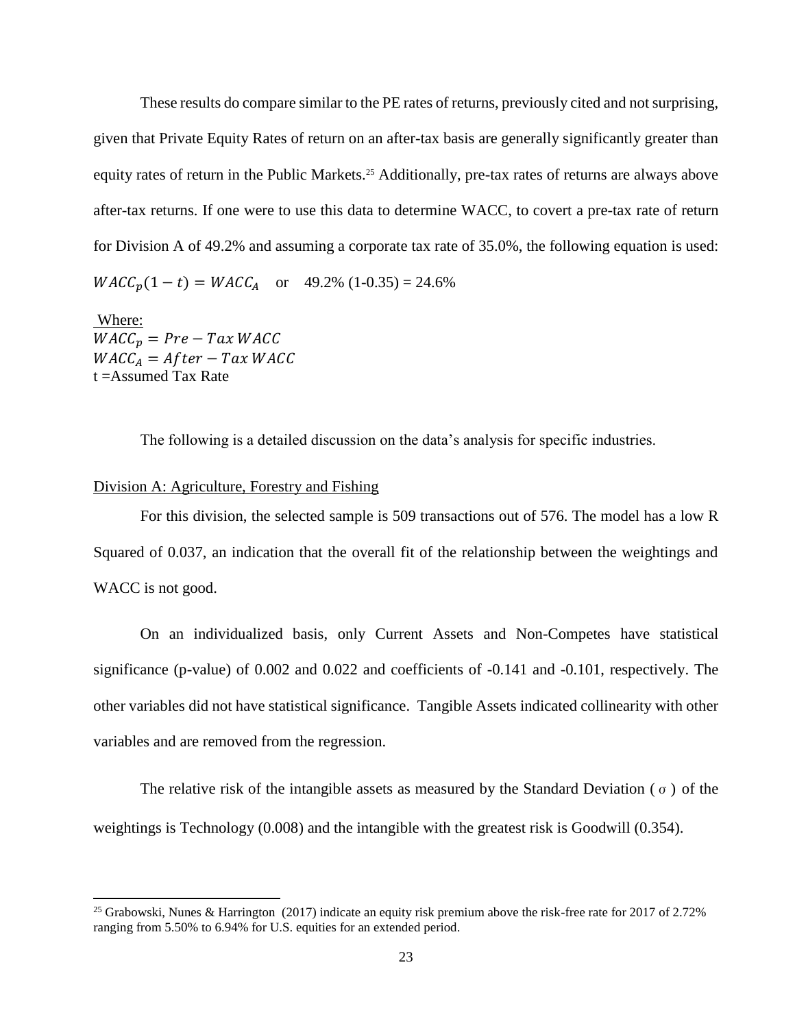These results do compare similar to the PE rates of returns, previously cited and not surprising, given that Private Equity Rates of return on an after-tax basis are generally significantly greater than equity rates of return in the Public Markets.[25] Additionally, pre-tax rates of returns are always above after-tax returns. If one were to use this data to determine WACC, to covert a pre-tax rate of return for Division A of 49.2% and assuming a corporate tax rate of 35.0%, the following equation is used:

$WACC_p(1-t) = WACC_A$ or 49.2% (1-0.35) = 24.6%

Where:
$WACC_p = Pre - Tax\ WACC$
$WACC_A = After - Tax\ WACC$
t =Assumed Tax Rate

The following is a detailed discussion on the data's analysis for specific industries.

## Division A: Agriculture, Forestry and Fishing

For this division, the selected sample is 509 transactions out of 576. The model has a low R Squared of 0.037, an indication that the overall fit of the relationship between the weightings and WACC is not good.

On an individualized basis, only Current Assets and Non-Competes have statistical significance (p-value) of 0.002 and 0.022 and coefficients of -0.141 and -0.101, respectively. The other variables did not have statistical significance. Tangible Assets indicated collinearity with other variables and are removed from the regression.

The relative risk of the intangible assets as measured by the Standard Deviation ( $\sigma$ ) of the weightings is Technology (0.008) and the intangible with the greatest risk is Goodwill (0.354).

[25] Grabowski, Nunes & Harrington (2017) indicate an equity risk premium above the risk-free rate for 2017 of 2.72% ranging from 5.50% to 6.94% for U.S. equities for an extended period.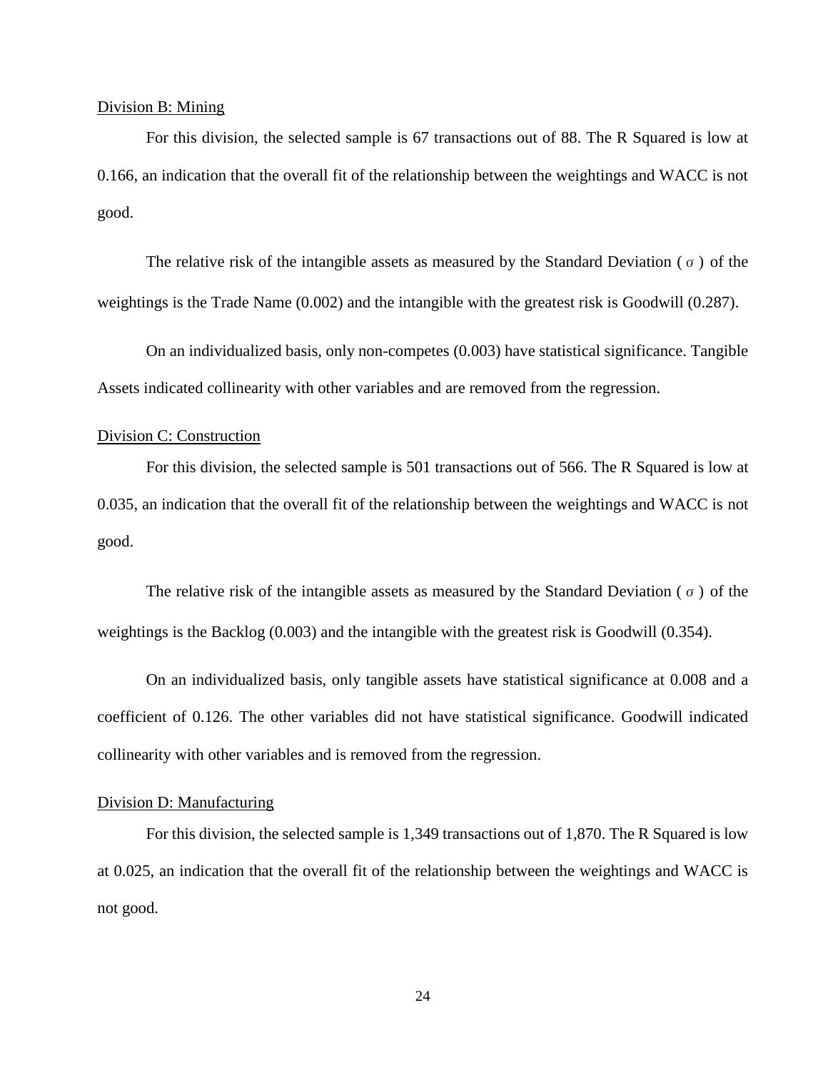Division B: Mining

For this division, the selected sample is 67 transactions out of 88. The R Squared is low at 0.166, an indication that the overall fit of the relationship between the weightings and WACC is not good.

The relative risk of the intangible assets as measured by the Standard Deviation ( $\sigma$ ) of the weightings is the Trade Name (0.002) and the intangible with the greatest risk is Goodwill (0.287).

On an individualized basis, only non-competes (0.003) have statistical significance. Tangible Assets indicated collinearity with other variables and are removed from the regression.

Division C: Construction

For this division, the selected sample is 501 transactions out of 566. The R Squared is low at 0.035, an indication that the overall fit of the relationship between the weightings and WACC is not good.

The relative risk of the intangible assets as measured by the Standard Deviation ( $\sigma$ ) of the weightings is the Backlog (0.003) and the intangible with the greatest risk is Goodwill (0.354).

On an individualized basis, only tangible assets have statistical significance at 0.008 and a coefficient of 0.126. The other variables did not have statistical significance. Goodwill indicated collinearity with other variables and is removed from the regression.

Division D: Manufacturing

For this division, the selected sample is 1,349 transactions out of 1,870. The R Squared is low at 0.025, an indication that the overall fit of the relationship between the weightings and WACC is not good.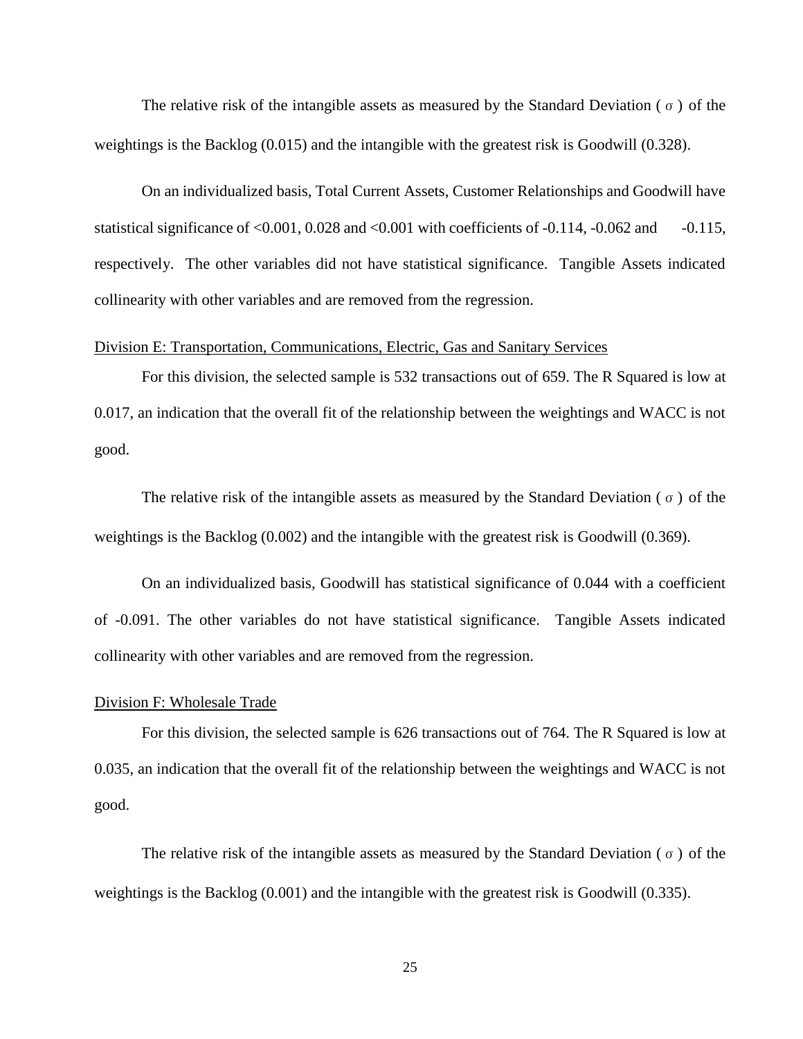The relative risk of the intangible assets as measured by the Standard Deviation ( $\sigma$ ) of the weightings is the Backlog (0.015) and the intangible with the greatest risk is Goodwill (0.328).

On an individualized basis, Total Current Assets, Customer Relationships and Goodwill have statistical significance of <0.001, 0.028 and <0.001 with coefficients of -0.114, -0.062 and -0.115, respectively. The other variables did not have statistical significance. Tangible Assets indicated collinearity with other variables and are removed from the regression.

<u>Division E: Transportation, Communications, Electric, Gas and Sanitary Services</u>

For this division, the selected sample is 532 transactions out of 659. The R Squared is low at 0.017, an indication that the overall fit of the relationship between the weightings and WACC is not good.

The relative risk of the intangible assets as measured by the Standard Deviation ( $\sigma$ ) of the weightings is the Backlog (0.002) and the intangible with the greatest risk is Goodwill (0.369).

On an individualized basis, Goodwill has statistical significance of 0.044 with a coefficient of -0.091. The other variables do not have statistical significance. Tangible Assets indicated collinearity with other variables and are removed from the regression.

<u>Division F: Wholesale Trade</u>

For this division, the selected sample is 626 transactions out of 764. The R Squared is low at 0.035, an indication that the overall fit of the relationship between the weightings and WACC is not good.

The relative risk of the intangible assets as measured by the Standard Deviation ( $\sigma$ ) of the weightings is the Backlog (0.001) and the intangible with the greatest risk is Goodwill (0.335).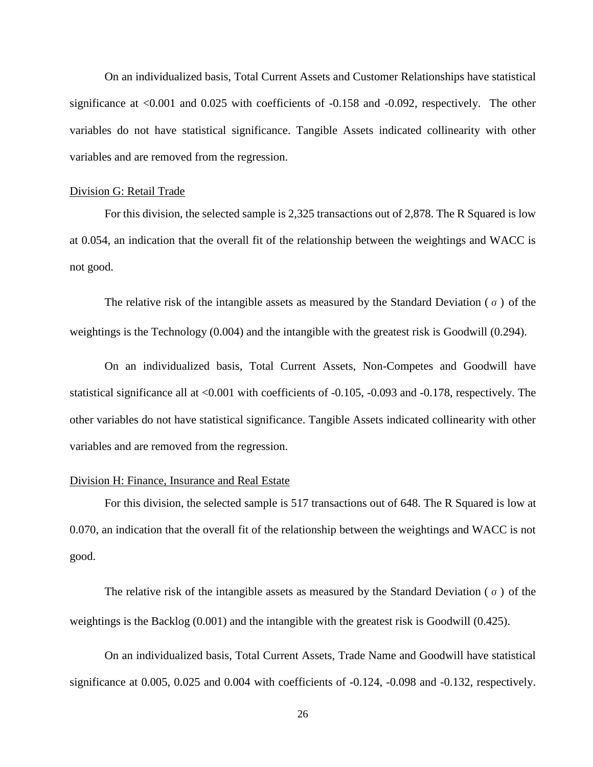On an individualized basis, Total Current Assets and Customer Relationships have statistical significance at <0.001 and 0.025 with coefficients of -0.158 and -0.092, respectively. The other variables do not have statistical significance. Tangible Assets indicated collinearity with other variables and are removed from the regression.

Division G: Retail Trade

For this division, the selected sample is 2,325 transactions out of 2,878. The R Squared is low at 0.054, an indication that the overall fit of the relationship between the weightings and WACC is not good.

The relative risk of the intangible assets as measured by the Standard Deviation ( $\sigma$ ) of the weightings is the Technology (0.004) and the intangible with the greatest risk is Goodwill (0.294).

On an individualized basis, Total Current Assets, Non-Competes and Goodwill have statistical significance all at <0.001 with coefficients of -0.105, -0.093 and -0.178, respectively. The other variables do not have statistical significance. Tangible Assets indicated collinearity with other variables and are removed from the regression.

Division H: Finance, Insurance and Real Estate

For this division, the selected sample is 517 transactions out of 648. The R Squared is low at 0.070, an indication that the overall fit of the relationship between the weightings and WACC is not good.

The relative risk of the intangible assets as measured by the Standard Deviation ( $\sigma$ ) of the weightings is the Backlog (0.001) and the intangible with the greatest risk is Goodwill (0.425).

On an individualized basis, Total Current Assets, Trade Name and Goodwill have statistical significance at 0.005, 0.025 and 0.004 with coefficients of -0.124, -0.098 and -0.132, respectively.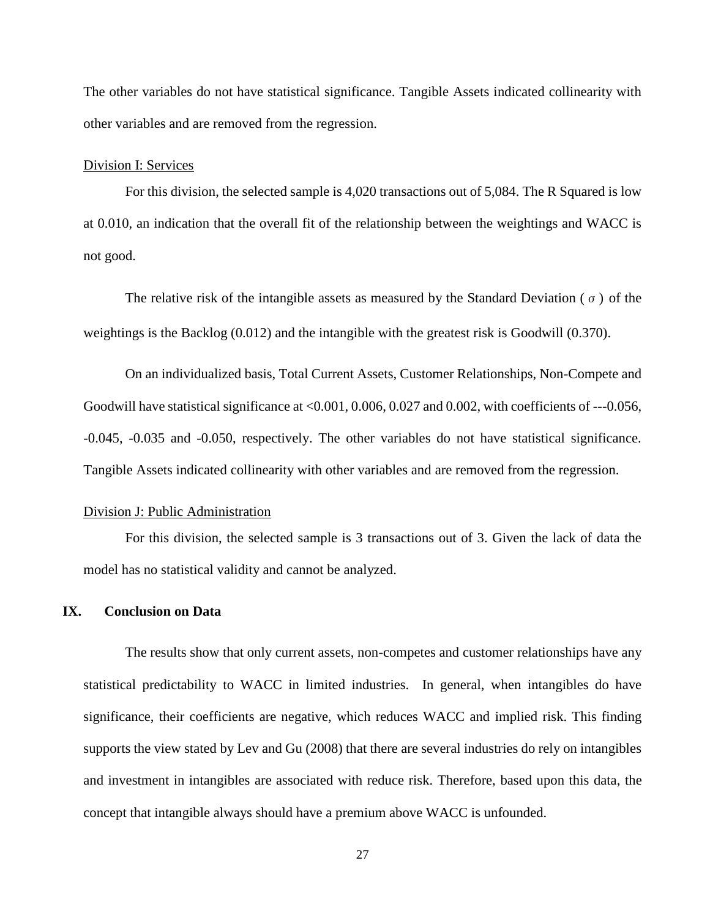The other variables do not have statistical significance. Tangible Assets indicated collinearity with other variables and are removed from the regression.

Division I: Services

For this division, the selected sample is 4,020 transactions out of 5,084. The R Squared is low at 0.010, an indication that the overall fit of the relationship between the weightings and WACC is not good.

The relative risk of the intangible assets as measured by the Standard Deviation ( $\sigma$ ) of the weightings is the Backlog (0.012) and the intangible with the greatest risk is Goodwill (0.370).

On an individualized basis, Total Current Assets, Customer Relationships, Non-Compete and Goodwill have statistical significance at <0.001, 0.006, 0.027 and 0.002, with coefficients of ---0.056, -0.045, -0.035 and -0.050, respectively. The other variables do not have statistical significance. Tangible Assets indicated collinearity with other variables and are removed from the regression.

Division J: Public Administration

For this division, the selected sample is 3 transactions out of 3. Given the lack of data the model has no statistical validity and cannot be analyzed.

## IX. Conclusion on Data

The results show that only current assets, non-competes and customer relationships have any statistical predictability to WACC in limited industries. In general, when intangibles do have significance, their coefficients are negative, which reduces WACC and implied risk. This finding supports the view stated by Lev and Gu (2008) that there are several industries do rely on intangibles and investment in intangibles are associated with reduce risk. Therefore, based upon this data, the concept that intangible always should have a premium above WACC is unfounded.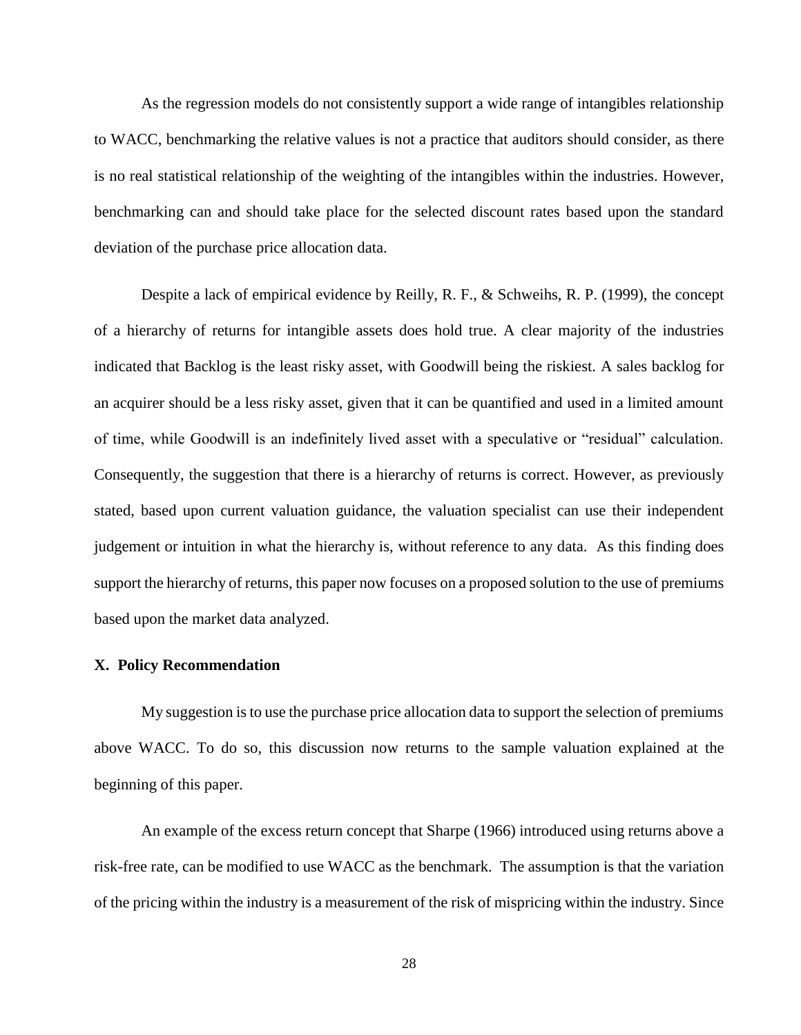As the regression models do not consistently support a wide range of intangibles relationship to WACC, benchmarking the relative values is not a practice that auditors should consider, as there is no real statistical relationship of the weighting of the intangibles within the industries. However, benchmarking can and should take place for the selected discount rates based upon the standard deviation of the purchase price allocation data.

Despite a lack of empirical evidence by Reilly, R. F., & Schweihs, R. P. (1999), the concept of a hierarchy of returns for intangible assets does hold true. A clear majority of the industries indicated that Backlog is the least risky asset, with Goodwill being the riskiest. A sales backlog for an acquirer should be a less risky asset, given that it can be quantified and used in a limited amount of time, while Goodwill is an indefinitely lived asset with a speculative or "residual" calculation. Consequently, the suggestion that there is a hierarchy of returns is correct. However, as previously stated, based upon current valuation guidance, the valuation specialist can use their independent judgement or intuition in what the hierarchy is, without reference to any data. As this finding does support the hierarchy of returns, this paper now focuses on a proposed solution to the use of premiums based upon the market data analyzed.

### X. Policy Recommendation

My suggestion is to use the purchase price allocation data to support the selection of premiums above WACC. To do so, this discussion now returns to the sample valuation explained at the beginning of this paper.

An example of the excess return concept that Sharpe (1966) introduced using returns above a risk-free rate, can be modified to use WACC as the benchmark. The assumption is that the variation of the pricing within the industry is a measurement of the risk of mispricing within the industry. Since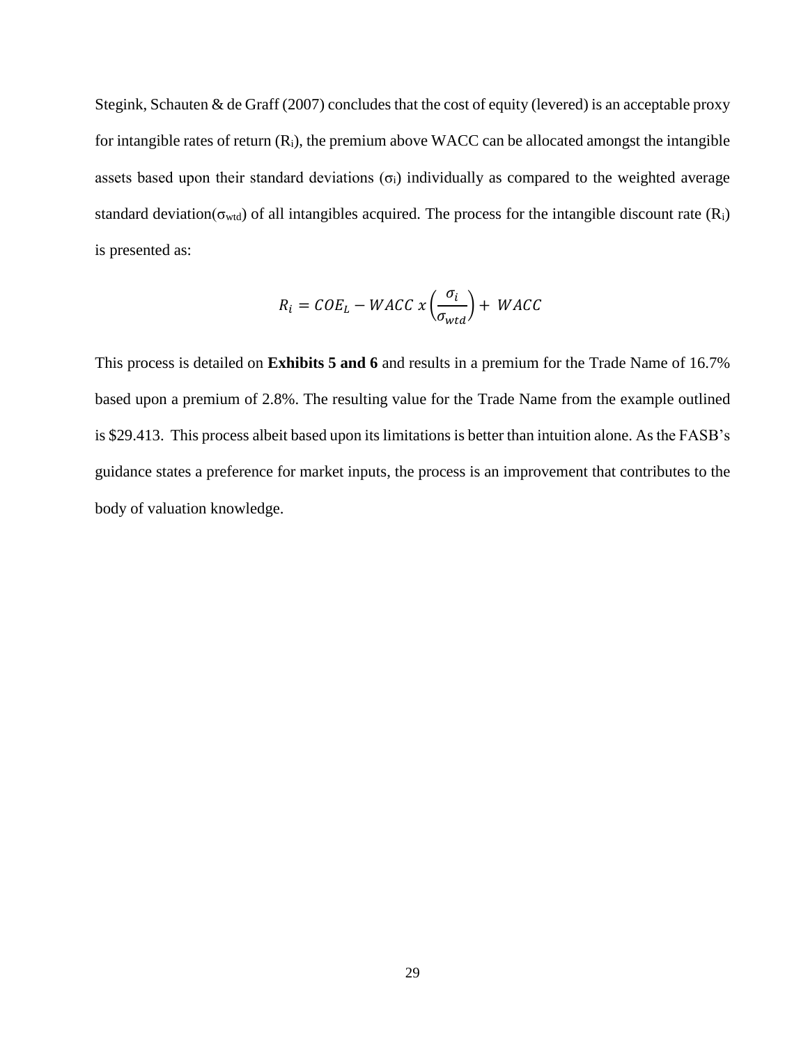Stegink, Schauten & de Graff (2007) concludes that the cost of equity (levered) is an acceptable proxy for intangible rates of return ($R_i$), the premium above WACC can be allocated amongst the intangible assets based upon their standard deviations ($\sigma_i$) individually as compared to the weighted average standard deviation($\sigma_{wtd}$) of all intangibles acquired. The process for the intangible discount rate ($R_i$) is presented as:

$$R_i = COE_L - WACC \ x \left(\frac{\sigma_i}{\sigma_{wtd}}\right) + \ WACC$$

This process is detailed on **Exhibits 5 and 6** and results in a premium for the Trade Name of 16.7% based upon a premium of 2.8%. The resulting value for the Trade Name from the example outlined is $29.413. This process albeit based upon its limitations is better than intuition alone. As the FASB's guidance states a preference for market inputs, the process is an improvement that contributes to the body of valuation knowledge.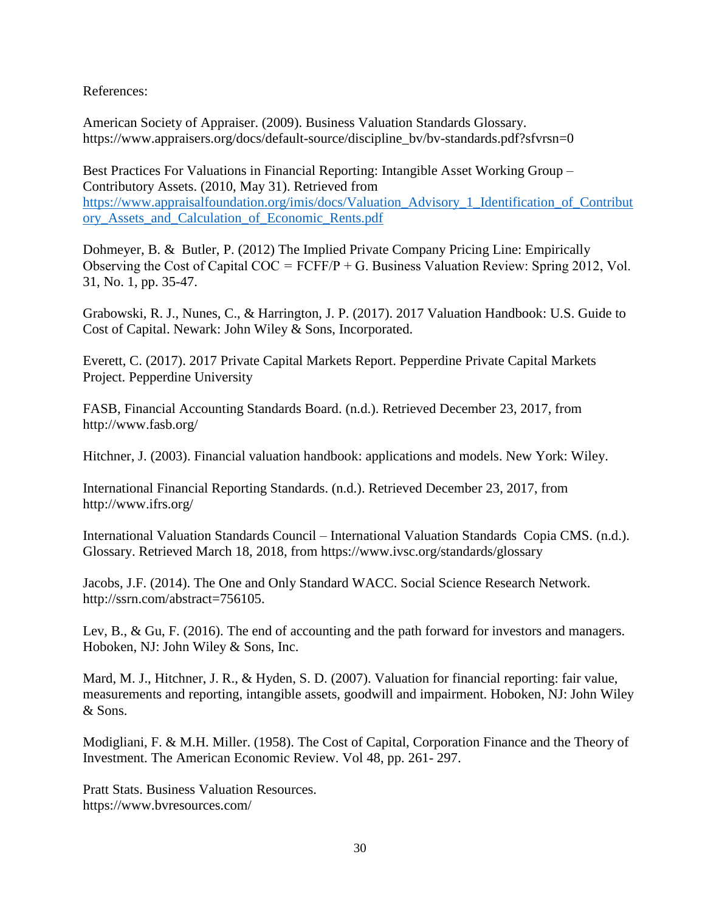References:

American Society of Appraiser. (2009). Business Valuation Standards Glossary. https://www.appraisers.org/docs/default-source/discipline_bv/bv-standards.pdf?sfvrsn=0

Best Practices For Valuations in Financial Reporting: Intangible Asset Working Group – Contributory Assets. (2010, May 31). Retrieved from https://www.appraisalfoundation.org/imis/docs/Valuation_Advisory_1_Identification_of_Contributory_Assets_and_Calculation_of_Economic_Rents.pdf

Dohmeyer, B. & Butler, P. (2012) The Implied Private Company Pricing Line: Empirically Observing the Cost of Capital COC = FCFF/P + G. Business Valuation Review: Spring 2012, Vol. 31, No. 1, pp. 35-47.

Grabowski, R. J., Nunes, C., & Harrington, J. P. (2017). 2017 Valuation Handbook: U.S. Guide to Cost of Capital. Newark: John Wiley & Sons, Incorporated.

Everett, C. (2017). 2017 Private Capital Markets Report. Pepperdine Private Capital Markets Project. Pepperdine University

FASB, Financial Accounting Standards Board. (n.d.). Retrieved December 23, 2017, from http://www.fasb.org/

Hitchner, J. (2003). Financial valuation handbook: applications and models. New York: Wiley.

International Financial Reporting Standards. (n.d.). Retrieved December 23, 2017, from http://www.ifrs.org/

International Valuation Standards Council – International Valuation Standards Copia CMS. (n.d.). Glossary. Retrieved March 18, 2018, from https://www.ivsc.org/standards/glossary

Jacobs, J.F. (2014). The One and Only Standard WACC. Social Science Research Network. http://ssrn.com/abstract=756105.

Lev, B., & Gu, F. (2016). The end of accounting and the path forward for investors and managers. Hoboken, NJ: John Wiley & Sons, Inc.

Mard, M. J., Hitchner, J. R., & Hyden, S. D. (2007). Valuation for financial reporting: fair value, measurements and reporting, intangible assets, goodwill and impairment. Hoboken, NJ: John Wiley & Sons.

Modigliani, F. & M.H. Miller. (1958). The Cost of Capital, Corporation Finance and the Theory of Investment. The American Economic Review. Vol 48, pp. 261- 297.

Pratt Stats. Business Valuation Resources. https://www.bvresources.com/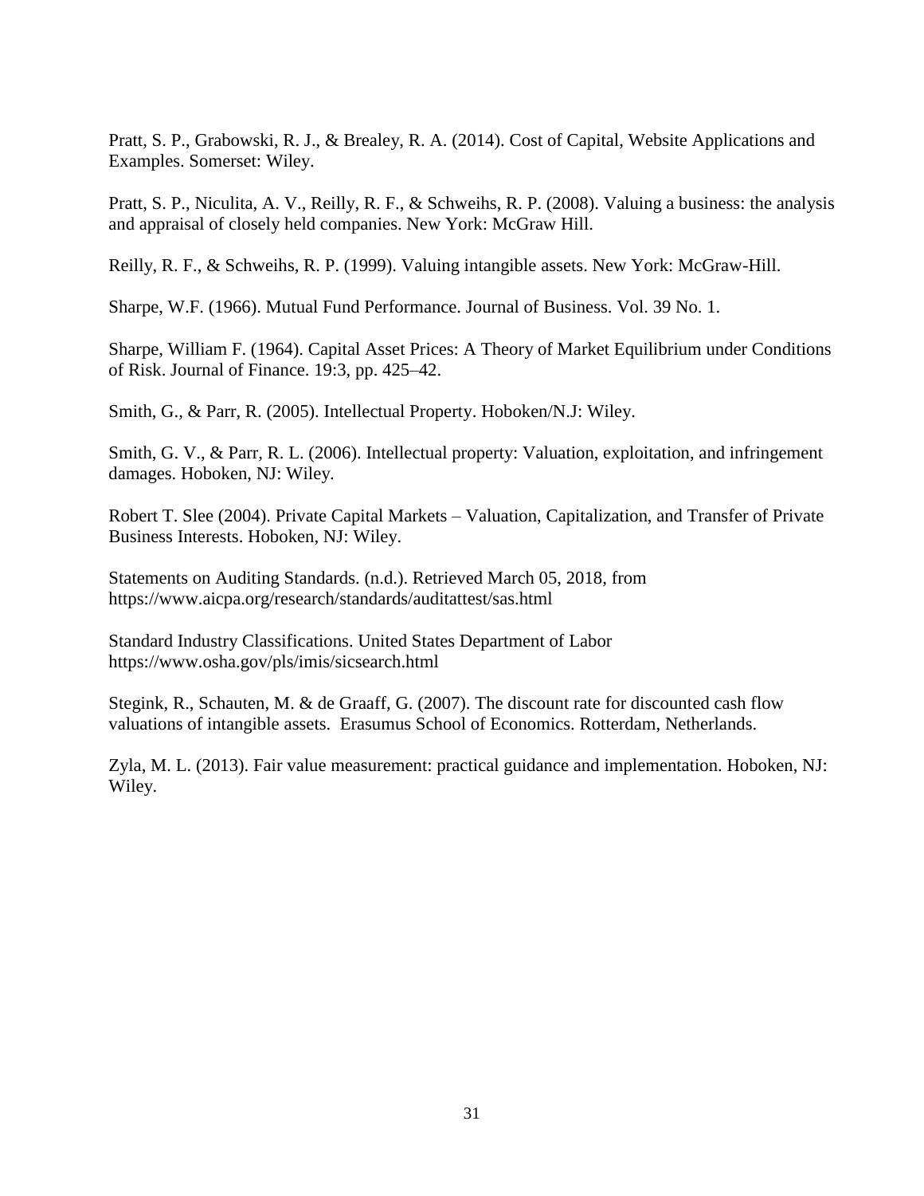Pratt, S. P., Grabowski, R. J., & Brealey, R. A. (2014). Cost of Capital, Website Applications and Examples. Somerset: Wiley.

Pratt, S. P., Niculita, A. V., Reilly, R. F., & Schweihs, R. P. (2008). Valuing a business: the analysis and appraisal of closely held companies. New York: McGraw Hill.

Reilly, R. F., & Schweihs, R. P. (1999). Valuing intangible assets. New York: McGraw-Hill.

Sharpe, W.F. (1966). Mutual Fund Performance. Journal of Business. Vol. 39 No. 1.

Sharpe, William F. (1964). Capital Asset Prices: A Theory of Market Equilibrium under Conditions of Risk. Journal of Finance. 19:3, pp. 425–42.

Smith, G., & Parr, R. (2005). Intellectual Property. Hoboken/N.J: Wiley.

Smith, G. V., & Parr, R. L. (2006). Intellectual property: Valuation, exploitation, and infringement damages. Hoboken, NJ: Wiley.

Robert T. Slee (2004). Private Capital Markets – Valuation, Capitalization, and Transfer of Private Business Interests. Hoboken, NJ: Wiley.

Statements on Auditing Standards. (n.d.). Retrieved March 05, 2018, from https://www.aicpa.org/research/standards/auditattest/sas.html

Standard Industry Classifications. United States Department of Labor https://www.osha.gov/pls/imis/sicsearch.html

Stegink, R., Schauten, M. & de Graaff, G. (2007). The discount rate for discounted cash flow valuations of intangible assets. Erasumus School of Economics. Rotterdam, Netherlands.

Zyla, M. L. (2013). Fair value measurement: practical guidance and implementation. Hoboken, NJ: Wiley.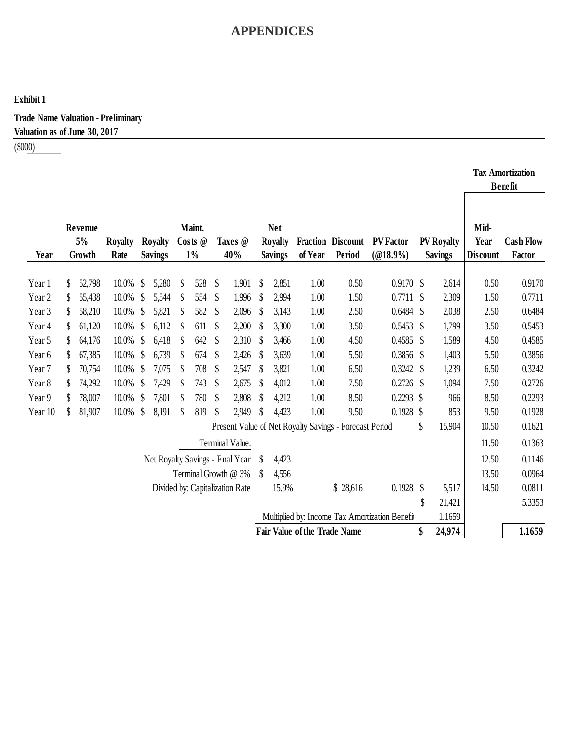# APPENDICES

**Exhibit 1**

**Trade Name Valuation - Preliminary**
**Valuation as of June 30, 2017**

($000)

| Year | Revenue 5% Growth | Royalty Rate | Royalty Savings | Maint. Costs @ 1% | Taxes @ 40% | Net Royalty Savings | Fraction of Year | Discount Period | PV Factor (@18.9%) | PV Royalty Savings | Tax Amortization Benefit: Mid-Year Discount | Cash Flow Factor |
|---|---|---|---|---|---|---|---|---|---|---|---|---|
| Year 1 | $ 52,798 | 10.0% | $ 5,280 | $ 528 | $ 1,901 | $ 2,851 | 1.00 | 0.50 | 0.9170 | $ 2,614 | 0.50 | 0.9170 |
| Year 2 | $ 55,438 | 10.0% | $ 5,544 | $ 554 | $ 1,996 | $ 2,994 | 1.00 | 1.50 | 0.7711 | $ 2,309 | 1.50 | 0.7711 |
| Year 3 | $ 58,210 | 10.0% | $ 5,821 | $ 582 | $ 2,096 | $ 3,143 | 1.00 | 2.50 | 0.6484 | $ 2,038 | 2.50 | 0.6484 |
| Year 4 | $ 61,120 | 10.0% | $ 6,112 | $ 611 | $ 2,200 | $ 3,300 | 1.00 | 3.50 | 0.5453 | $ 1,799 | 3.50 | 0.5453 |
| Year 5 | $ 64,176 | 10.0% | $ 6,418 | $ 642 | $ 2,310 | $ 3,466 | 1.00 | 4.50 | 0.4585 | $ 1,589 | 4.50 | 0.4585 |
| Year 6 | $ 67,385 | 10.0% | $ 6,739 | $ 674 | $ 2,426 | $ 3,639 | 1.00 | 5.50 | 0.3856 | $ 1,403 | 5.50 | 0.3856 |
| Year 7 | $ 70,754 | 10.0% | $ 7,075 | $ 708 | $ 2,547 | $ 3,821 | 1.00 | 6.50 | 0.3242 | $ 1,239 | 6.50 | 0.3242 |
| Year 8 | $ 74,292 | 10.0% | $ 7,429 | $ 743 | $ 2,675 | $ 4,012 | 1.00 | 7.50 | 0.2726 | $ 1,094 | 7.50 | 0.2726 |
| Year 9 | $ 78,007 | 10.0% | $ 7,801 | $ 780 | $ 2,808 | $ 4,212 | 1.00 | 8.50 | 0.2293 | $ 966 | 8.50 | 0.2293 |
| Year 10 | $ 81,907 | 10.0% | $ 8,191 | $ 819 | $ 2,949 | $ 4,423 | 1.00 | 9.50 | 0.1928 | $ 853 | 9.50 | 0.1928 |
| | | | | | Present Value of Net Royalty Savings - Forecast Period | | | | | $ 15,904 | 10.50 | 0.1621 |
| | | | | | Terminal Value: | | | | | | 11.50 | 0.1363 |
| | | | | | Net Royalty Savings - Final Year | $ 4,423 | | | | | 12.50 | 0.1146 |
| | | | | | Terminal Growth @ 3% | $ 4,556 | | | | | 13.50 | 0.0964 |
| | | | | | Divided by: Capitalization Rate | 15.9% | | $ 28,616 | 0.1928 | $ 5,517 | 14.50 | 0.0811 |
| | | | | | | | | | | $ 21,421 | | 5.3353 |
| | | | | | | Multiplied by: Income Tax Amortization Benefit | | | | 1.1659 | | |
| | | | | | | **Fair Value of the Trade Name** | | | | **$ 24,974** | | **1.1659** |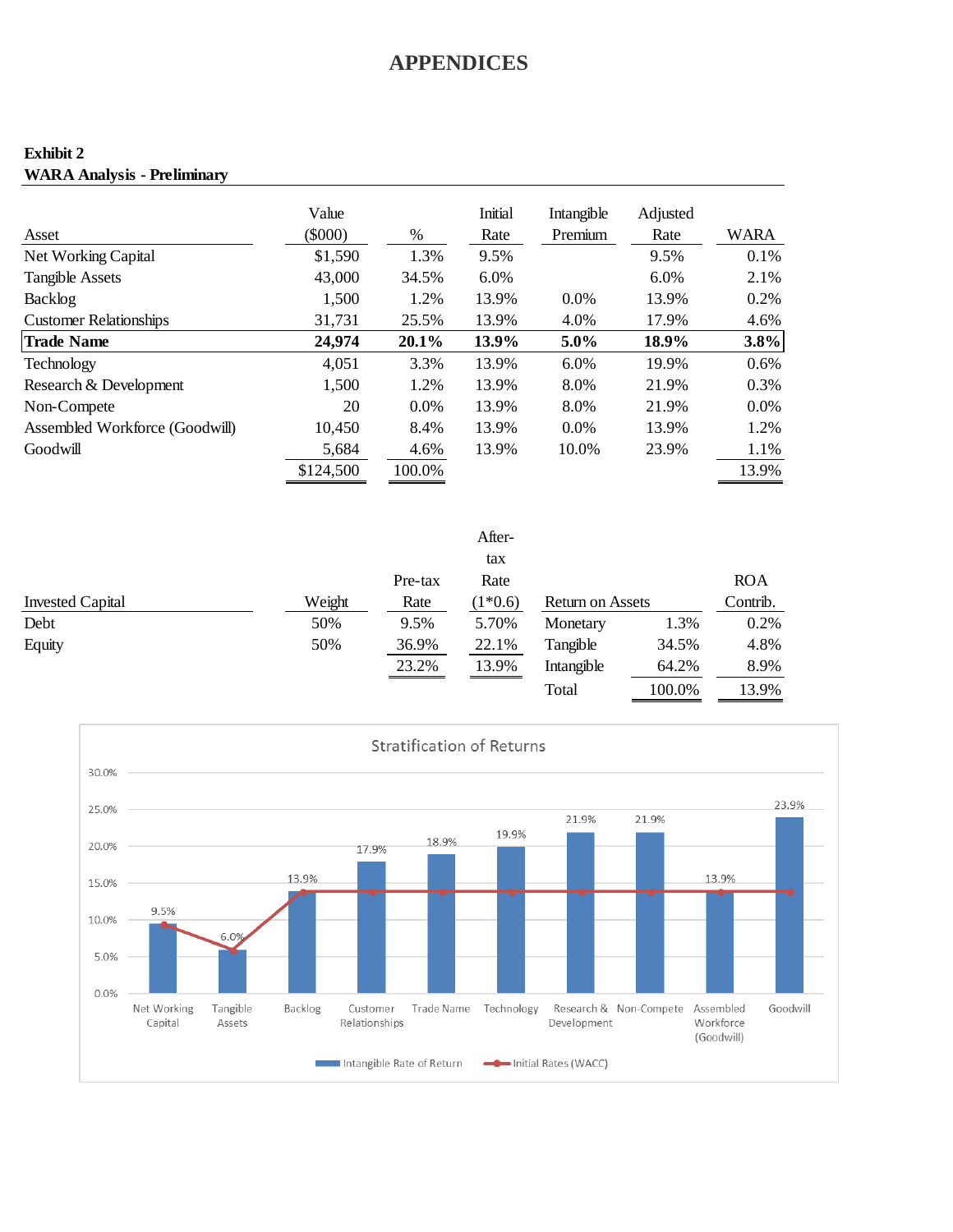# APPENDICES

**Exhibit 2**
**WARA Analysis - Preliminary**

| Asset | Value ($000) | % | Initial Rate | Intangible Premium | Adjusted Rate | WARA |
|---|---|---|---|---|---|---|
| Net Working Capital | $1,590 | 1.3% | 9.5% | | 9.5% | 0.1% |
| Tangible Assets | 43,000 | 34.5% | 6.0% | | 6.0% | 2.1% |
| Backlog | 1,500 | 1.2% | 13.9% | 0.0% | 13.9% | 0.2% |
| Customer Relationships | 31,731 | 25.5% | 13.9% | 4.0% | 17.9% | 4.6% |
| **Trade Name** | **24,974** | **20.1%** | **13.9%** | **5.0%** | **18.9%** | **3.8%** |
| Technology | 4,051 | 3.3% | 13.9% | 6.0% | 19.9% | 0.6% |
| Research & Development | 1,500 | 1.2% | 13.9% | 8.0% | 21.9% | 0.3% |
| Non-Compete | 20 | 0.0% | 13.9% | 8.0% | 21.9% | 0.0% |
| Assembled Workforce (Goodwill) | 10,450 | 8.4% | 13.9% | 0.0% | 13.9% | 1.2% |
| Goodwill | 5,684 | 4.6% | 13.9% | 10.0% | 23.9% | 1.1% |
| | $124,500 | 100.0% | | | | 13.9% |

| Invested Capital | Weight | Pre-tax Rate | After-tax Rate (1*0.6) | Return on Assets | | ROA Contrib. |
|---|---|---|---|---|---|---|
| Debt | 50% | 9.5% | 5.70% | Monetary | 1.3% | 0.2% |
| Equity | 50% | 36.9% | 22.1% | Tangible | 34.5% | 4.8% |
| | | 23.2% | 13.9% | Intangible | 64.2% | 8.9% |
| | | | | Total | 100.0% | 13.9% |

**Stratification of Returns**

| Asset | Intangible Rate of Return | Initial Rates (WACC) |
|---|---|---|
| Net Working Capital | 9.5% | 9.5% |
| Tangible Assets | 6.0% | 6.0% |
| Backlog | 13.9% | 13.9% |
| Customer Relationships | 17.9% | 13.9% |
| Trade Name | 18.9% | 13.9% |
| Technology | 19.9% | 13.9% |
| Research & Development | 21.9% | 13.9% |
| Non-Compete | 21.9% | 13.9% |
| Assembled Workforce (Goodwill) | 13.9% | 13.9% |
| Goodwill | 23.9% | 13.9% |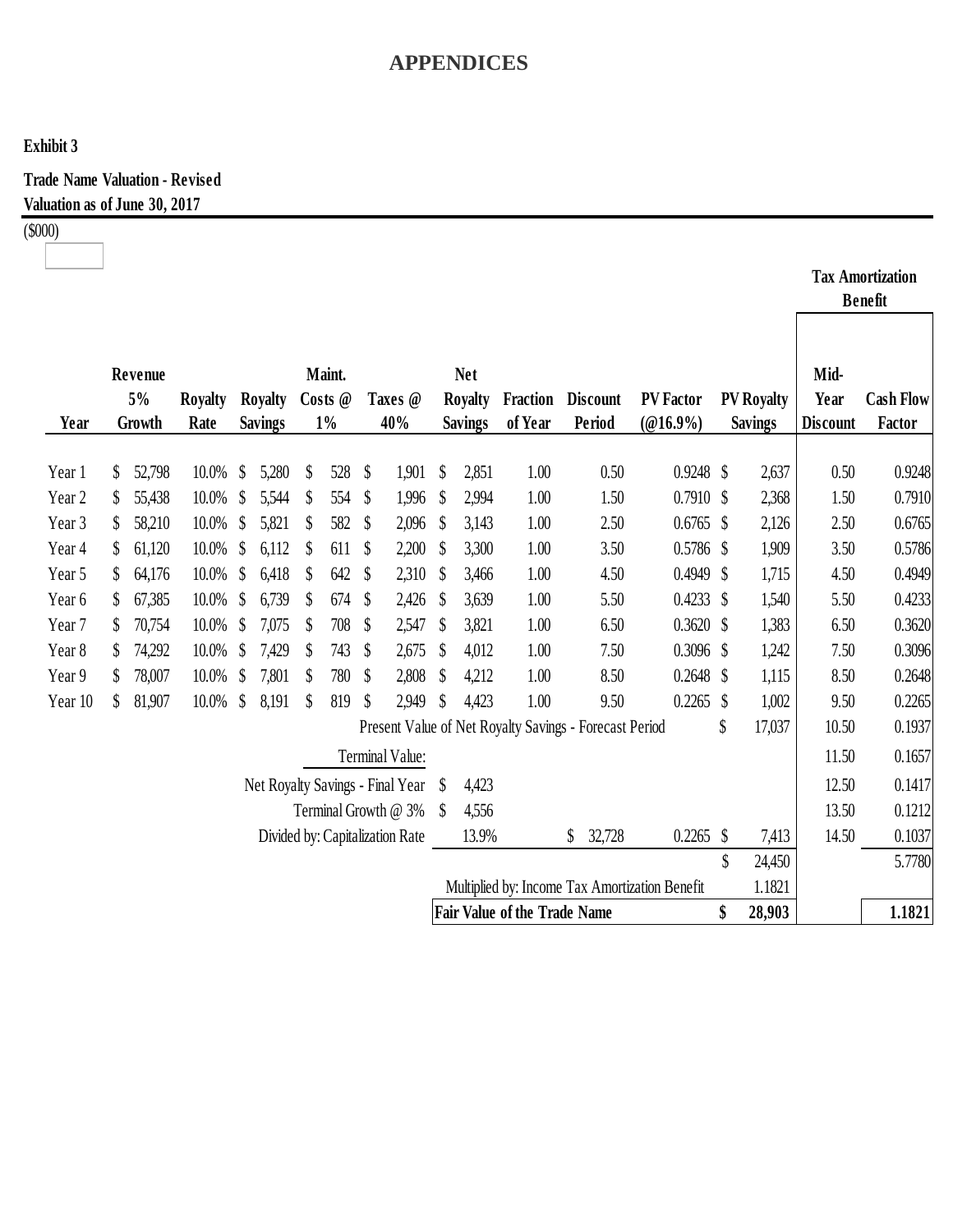# APPENDICES

**Exhibit 3**

**Trade Name Valuation - Revised**
**Valuation as of June 30, 2017**

($000)

| Year | Revenue 5% Growth | Royalty Rate | Royalty Savings | Maint. Costs @ 1% | Taxes @ 40% | Net Royalty Savings | Fraction of Year | Discount Period | PV Factor (@16.9%) | PV Royalty Savings | Tax Amortization Benefit: Mid-Year Discount | Tax Amortization Benefit: Cash Flow Factor |
|---|---|---|---|---|---|---|---|---|---|---|---|---|
| Year 1 | $ 52,798 | 10.0% | $ 5,280 | $ 528 | $ 1,901 | $ 2,851 | 1.00 | 0.50 | 0.9248 | $ 2,637 | 0.50 | 0.9248 |
| Year 2 | $ 55,438 | 10.0% | $ 5,544 | $ 554 | $ 1,996 | $ 2,994 | 1.00 | 1.50 | 0.7910 | $ 2,368 | 1.50 | 0.7910 |
| Year 3 | $ 58,210 | 10.0% | $ 5,821 | $ 582 | $ 2,096 | $ 3,143 | 1.00 | 2.50 | 0.6765 | $ 2,126 | 2.50 | 0.6765 |
| Year 4 | $ 61,120 | 10.0% | $ 6,112 | $ 611 | $ 2,200 | $ 3,300 | 1.00 | 3.50 | 0.5786 | $ 1,909 | 3.50 | 0.5786 |
| Year 5 | $ 64,176 | 10.0% | $ 6,418 | $ 642 | $ 2,310 | $ 3,466 | 1.00 | 4.50 | 0.4949 | $ 1,715 | 4.50 | 0.4949 |
| Year 6 | $ 67,385 | 10.0% | $ 6,739 | $ 674 | $ 2,426 | $ 3,639 | 1.00 | 5.50 | 0.4233 | $ 1,540 | 5.50 | 0.4233 |
| Year 7 | $ 70,754 | 10.0% | $ 7,075 | $ 708 | $ 2,547 | $ 3,821 | 1.00 | 6.50 | 0.3620 | $ 1,383 | 6.50 | 0.3620 |
| Year 8 | $ 74,292 | 10.0% | $ 7,429 | $ 743 | $ 2,675 | $ 4,012 | 1.00 | 7.50 | 0.3096 | $ 1,242 | 7.50 | 0.3096 |
| Year 9 | $ 78,007 | 10.0% | $ 7,801 | $ 780 | $ 2,808 | $ 4,212 | 1.00 | 8.50 | 0.2648 | $ 1,115 | 8.50 | 0.2648 |
| Year 10 | $ 81,907 | 10.0% | $ 8,191 | $ 819 | $ 2,949 | $ 4,423 | 1.00 | 9.50 | 0.2265 | $ 1,002 | 9.50 | 0.2265 |
| | | | | | Present Value of Net Royalty Savings - Forecast Period | | | | | $ 17,037 | 10.50 | 0.1937 |
| | | | | | Terminal Value: | | | | | | 11.50 | 0.1657 |
| | | | | | Net Royalty Savings - Final Year | $ 4,423 | | | | | 12.50 | 0.1417 |
| | | | | | Terminal Growth @ 3% | $ 4,556 | | | | | 13.50 | 0.1212 |
| | | | | | Divided by: Capitalization Rate | 13.9% | | $ 32,728 | 0.2265 | $ 7,413 | 14.50 | 0.1037 |
| | | | | | | | | | | $ 24,450 | | 5.7780 |
| | | | | | | Multiplied by: Income Tax Amortization Benefit | | | | 1.1821 | | |
| | | | | | | **Fair Value of the Trade Name** | | | | **$ 28,903** | | **1.1821** |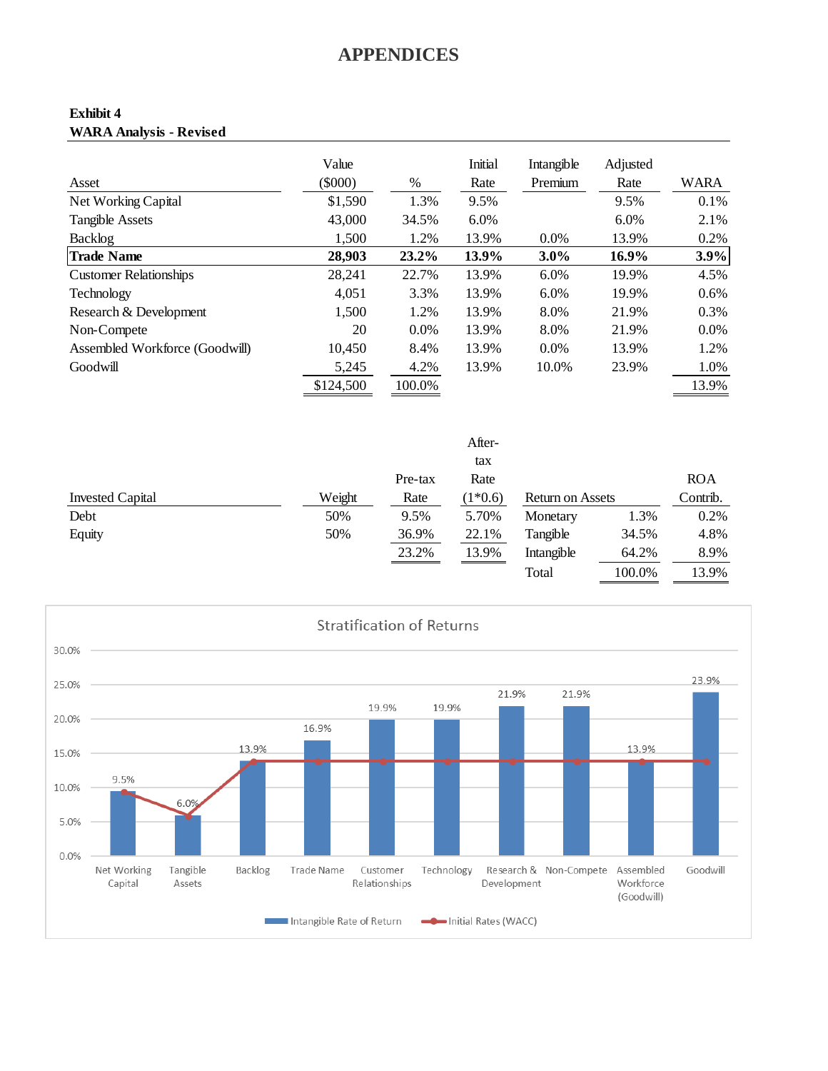# APPENDICES

**Exhibit 4**
**WARA Analysis - Revised**

| Asset | Value ($000) | % | Initial Rate | Intangible Premium | Adjusted Rate | WARA |
|---|---|---|---|---|---|---|
| Net Working Capital | $1,590 | 1.3% | 9.5% | | 9.5% | 0.1% |
| Tangible Assets | 43,000 | 34.5% | 6.0% | | 6.0% | 2.1% |
| Backlog | 1,500 | 1.2% | 13.9% | 0.0% | 13.9% | 0.2% |
| **Trade Name** | **28,903** | **23.2%** | **13.9%** | **3.0%** | **16.9%** | **3.9%** |
| Customer Relationships | 28,241 | 22.7% | 13.9% | 6.0% | 19.9% | 4.5% |
| Technology | 4,051 | 3.3% | 13.9% | 6.0% | 19.9% | 0.6% |
| Research & Development | 1,500 | 1.2% | 13.9% | 8.0% | 21.9% | 0.3% |
| Non-Compete | 20 | 0.0% | 13.9% | 8.0% | 21.9% | 0.0% |
| Assembled Workforce (Goodwill) | 10,450 | 8.4% | 13.9% | 0.0% | 13.9% | 1.2% |
| Goodwill | 5,245 | 4.2% | 13.9% | 10.0% | 23.9% | 1.0% |
| | $124,500 | 100.0% | | | | 13.9% |

| Invested Capital | Weight | Pre-tax Rate | After-tax Rate (1*0.6) |
|---|---|---|---|
| Debt | 50% | 9.5% | 5.70% |
| Equity | 50% | 36.9% | 22.1% |
| | | 23.2% | 13.9% |

| Return on Assets | | ROA Contrib. |
|---|---|---|
| Monetary | 1.3% | 0.2% |
| Tangible | 34.5% | 4.8% |
| Intangible | 64.2% | 8.9% |
| Total | 100.0% | 13.9% |

**Stratification of Returns**

| Asset | Intangible Rate of Return | Initial Rates (WACC) |
|---|---|---|
| Net Working Capital | 9.5% | 9.5% |
| Tangible Assets | 6.0% | 6.0% |
| Backlog | 13.9% | 13.9% |
| Trade Name | 16.9% | 13.9% |
| Customer Relationships | 19.9% | 13.9% |
| Technology | 19.9% | 13.9% |
| Research & Development | 21.9% | 13.9% |
| Non-Compete | 21.9% | 13.9% |
| Assembled Workforce (Goodwill) | 13.9% | 13.9% |
| Goodwill | 23.9% | 13.9% |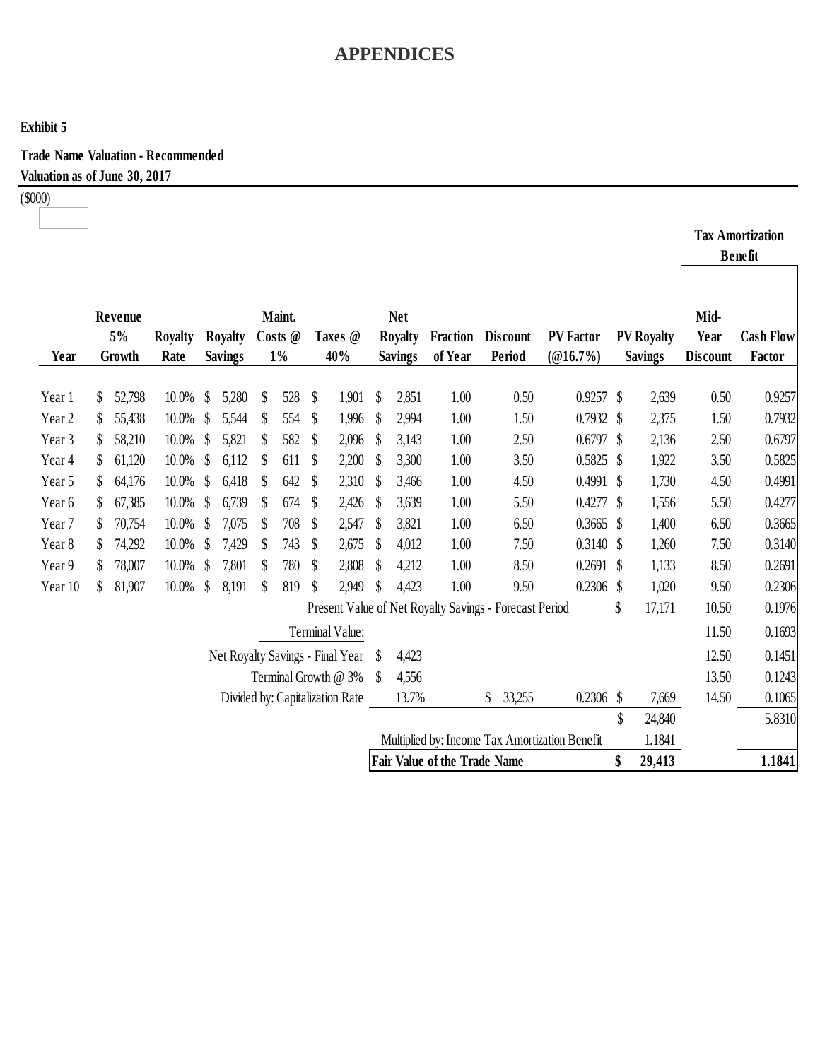# APPENDICES

**Exhibit 5**

**Trade Name Valuation - Recommended**
**Valuation as of June 30, 2017**

($000)

| Year | Revenue 5% Growth | Royalty Rate | Royalty Savings | Maint. Costs @ 1% | Taxes @ 40% | Net Royalty Savings | Fraction of Year | Discount Period | PV Factor (@16.7%) | PV Royalty Savings | Tax Amortization Benefit: Mid-Year Discount | Tax Amortization Benefit: Cash Flow Factor |
|---|---|---|---|---|---|---|---|---|---|---|---|---|
| Year 1 | $ 52,798 | 10.0% | $ 5,280 | $ 528 | $ 1,901 | $ 2,851 | 1.00 | 0.50 | 0.9257 | $ 2,639 | 0.50 | 0.9257 |
| Year 2 | $ 55,438 | 10.0% | $ 5,544 | $ 554 | $ 1,996 | $ 2,994 | 1.00 | 1.50 | 0.7932 | $ 2,375 | 1.50 | 0.7932 |
| Year 3 | $ 58,210 | 10.0% | $ 5,821 | $ 582 | $ 2,096 | $ 3,143 | 1.00 | 2.50 | 0.6797 | $ 2,136 | 2.50 | 0.6797 |
| Year 4 | $ 61,120 | 10.0% | $ 6,112 | $ 611 | $ 2,200 | $ 3,300 | 1.00 | 3.50 | 0.5825 | $ 1,922 | 3.50 | 0.5825 |
| Year 5 | $ 64,176 | 10.0% | $ 6,418 | $ 642 | $ 2,310 | $ 3,466 | 1.00 | 4.50 | 0.4991 | $ 1,730 | 4.50 | 0.4991 |
| Year 6 | $ 67,385 | 10.0% | $ 6,739 | $ 674 | $ 2,426 | $ 3,639 | 1.00 | 5.50 | 0.4277 | $ 1,556 | 5.50 | 0.4277 |
| Year 7 | $ 70,754 | 10.0% | $ 7,075 | $ 708 | $ 2,547 | $ 3,821 | 1.00 | 6.50 | 0.3665 | $ 1,400 | 6.50 | 0.3665 |
| Year 8 | $ 74,292 | 10.0% | $ 7,429 | $ 743 | $ 2,675 | $ 4,012 | 1.00 | 7.50 | 0.3140 | $ 1,260 | 7.50 | 0.3140 |
| Year 9 | $ 78,007 | 10.0% | $ 7,801 | $ 780 | $ 2,808 | $ 4,212 | 1.00 | 8.50 | 0.2691 | $ 1,133 | 8.50 | 0.2691 |
| Year 10 | $ 81,907 | 10.0% | $ 8,191 | $ 819 | $ 2,949 | $ 4,423 | 1.00 | 9.50 | 0.2306 | $ 1,020 | 9.50 | 0.2306 |
| | | | | | Present Value of Net Royalty Savings - Forecast Period | | | | | $ 17,171 | 10.50 | 0.1976 |
| | | | | | Terminal Value: | | | | | | 11.50 | 0.1693 |
| | | | | | Net Royalty Savings - Final Year | $ 4,423 | | | | | 12.50 | 0.1451 |
| | | | | | Terminal Growth @ 3% | $ 4,556 | | | | | 13.50 | 0.1243 |
| | | | | | Divided by: Capitalization Rate | 13.7% | | $ 33,255 | 0.2306 | $ 7,669 | 14.50 | 0.1065 |
| | | | | | | | | | | $ 24,840 | | 5.8310 |
| | | | | | | Multiplied by: Income Tax Amortization Benefit | | | | 1.1841 | | |
| | | | | | | **Fair Value of the Trade Name** | | | | **$ 29,413** | | **1.1841** |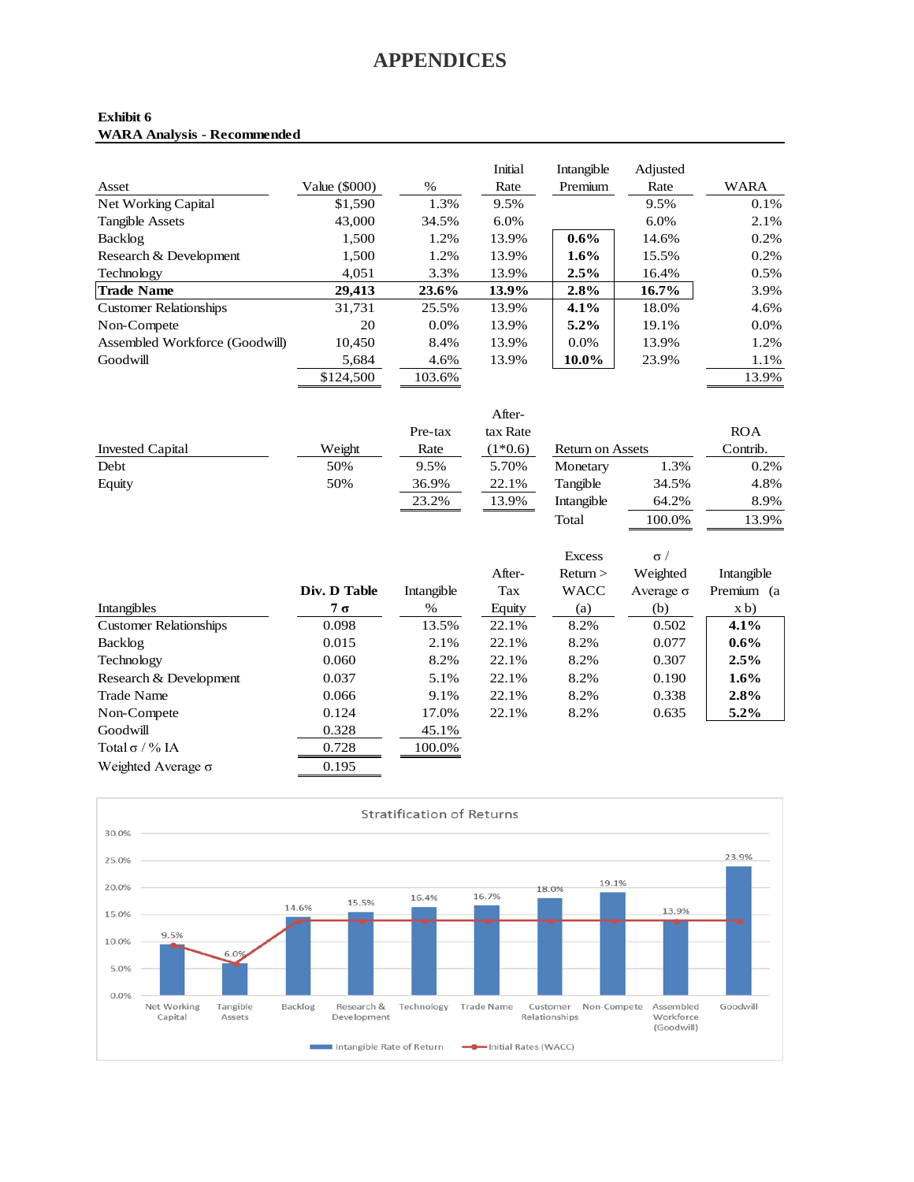# APPENDICES

**Exhibit 6**
**WARA Analysis - Recommended**

| Asset | Value ($000) | % | Initial Rate | Intangible Premium | Adjusted Rate | WARA |
|---|---|---|---|---|---|---|
| Net Working Capital | $1,590 | 1.3% | 9.5% | | 9.5% | 0.1% |
| Tangible Assets | 43,000 | 34.5% | 6.0% | | 6.0% | 2.1% |
| Backlog | 1,500 | 1.2% | 13.9% | **0.6%** | 14.6% | 0.2% |
| Research & Development | 1,500 | 1.2% | 13.9% | **1.6%** | 15.5% | 0.2% |
| Technology | 4,051 | 3.3% | 13.9% | **2.5%** | 16.4% | 0.5% |
| **Trade Name** | **29,413** | **23.6%** | **13.9%** | **2.8%** | **16.7%** | 3.9% |
| Customer Relationships | 31,731 | 25.5% | 13.9% | **4.1%** | 18.0% | 4.6% |
| Non-Compete | 20 | 0.0% | 13.9% | **5.2%** | 19.1% | 0.0% |
| Assembled Workforce (Goodwill) | 10,450 | 8.4% | 13.9% | 0.0% | 13.9% | 1.2% |
| Goodwill | 5,684 | 4.6% | 13.9% | **10.0%** | 23.9% | 1.1% |
| | $124,500 | 103.6% | | | | 13.9% |

| Invested Capital | Weight | Pre-tax Rate | After-tax Rate (1*0.6) | Return on Assets | | ROA Contrib. |
|---|---|---|---|---|---|---|
| Debt | 50% | 9.5% | 5.70% | Monetary | 1.3% | 0.2% |
| Equity | 50% | 36.9% | 22.1% | Tangible | 34.5% | 4.8% |
| | | 23.2% | 13.9% | Intangible | 64.2% | 8.9% |
| | | | | Total | 100.0% | 13.9% |

| Intangibles | Div. D Table 7 σ | Intangible % | After-Tax Equity | Excess Return > WACC (a) | σ / Weighted Average σ (b) | Intangible Premium (a x b) |
|---|---|---|---|---|---|---|
| Customer Relationships | 0.098 | 13.5% | 22.1% | 8.2% | 0.502 | **4.1%** |
| Backlog | 0.015 | 2.1% | 22.1% | 8.2% | 0.077 | **0.6%** |
| Technology | 0.060 | 8.2% | 22.1% | 8.2% | 0.307 | **2.5%** |
| Research & Development | 0.037 | 5.1% | 22.1% | 8.2% | 0.190 | **1.6%** |
| Trade Name | 0.066 | 9.1% | 22.1% | 8.2% | 0.338 | **2.8%** |
| Non-Compete | 0.124 | 17.0% | 22.1% | 8.2% | 0.635 | **5.2%** |
| Goodwill | 0.328 | 45.1% | | | | |
| Total σ / % IA | 0.728 | 100.0% | | | | |
| Weighted Average σ | 0.195 | | | | | |

Stratification of Returns

30.0%
25.0%
20.0%
15.0%
10.0%
5.0%
0.0%

9.5% 6.0% 14.6% 15.5% 16.4% 16.7% 18.0% 19.1% 13.9% 23.9%

Net Working Capital, Tangible Assets, Backlog, Research & Development, Technology, Trade Name, Customer Relationships, Non-Compete, Assembled Workforce (Goodwill), Goodwill

Intangible Rate of Return — Initial Rates (WACC)